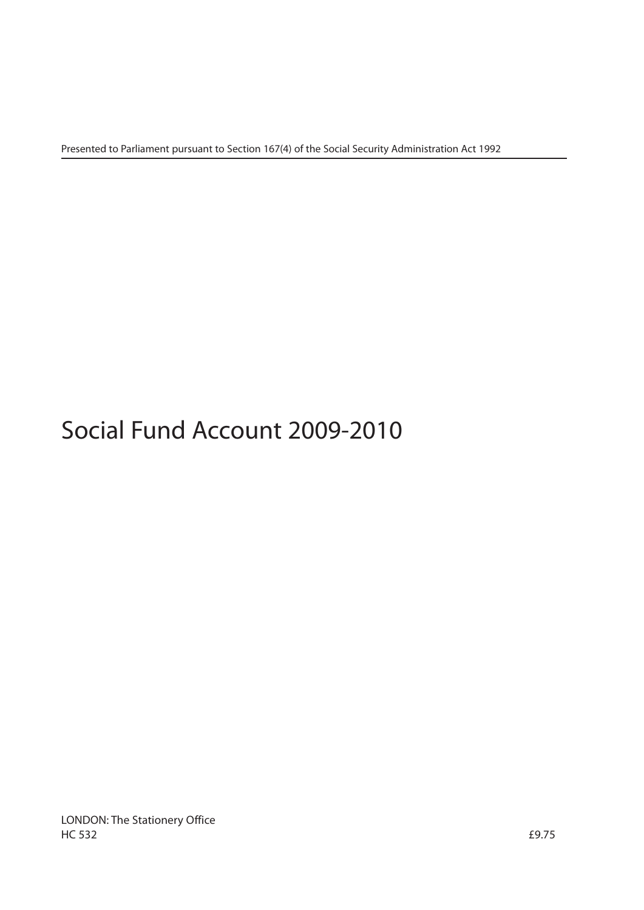Presented to Parliament pursuant to Section 167(4) of the Social Security Administration Act 1992

# Social Fund Account 2009-2010

LONDON: The Stationery Office
HC 532

£9.75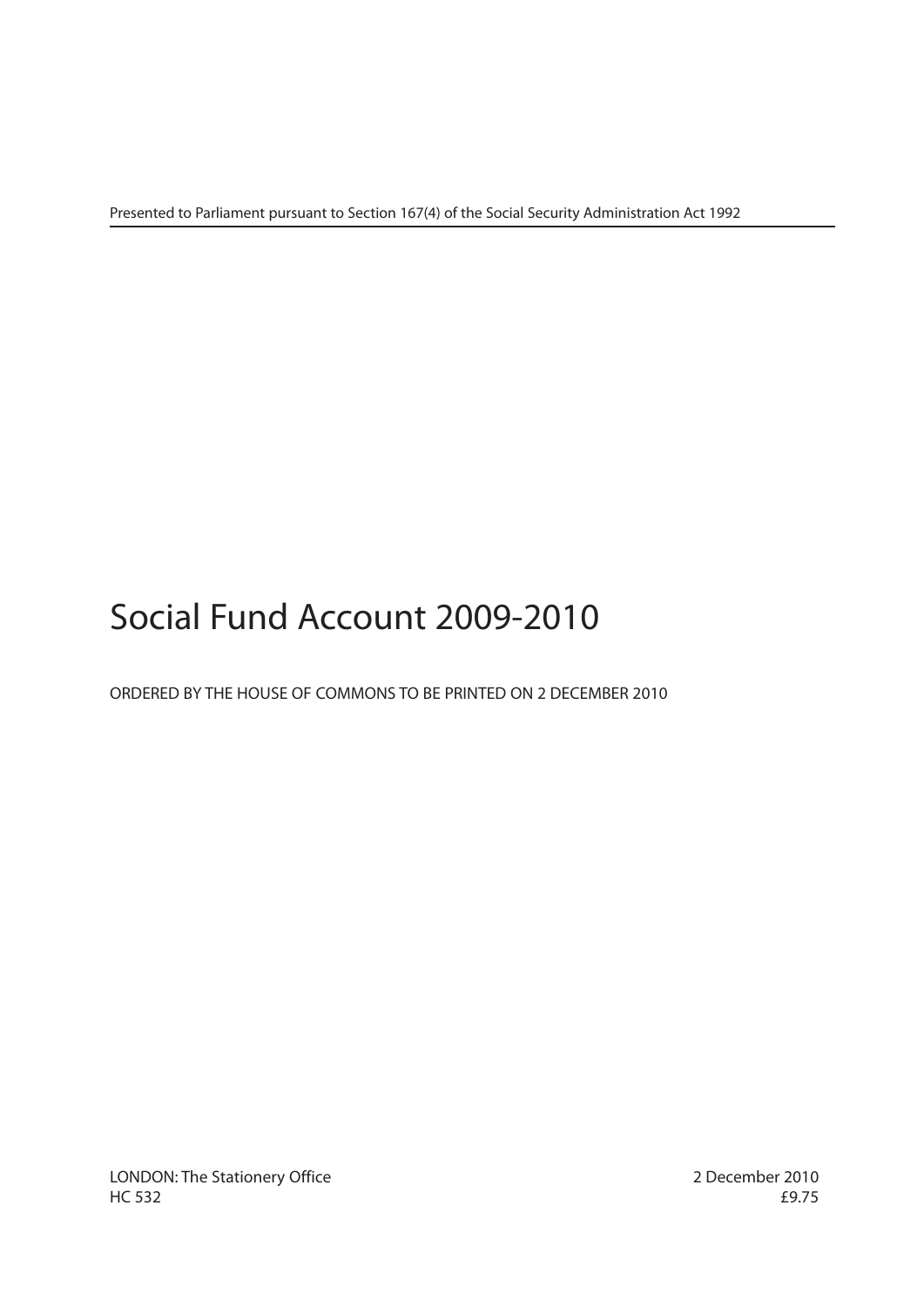Presented to Parliament pursuant to Section 167(4) of the Social Security Administration Act 1992

# Social Fund Account 2009-2010

ORDERED BY THE HOUSE OF COMMONS TO BE PRINTED ON 2 DECEMBER 2010

LONDON: The Stationery Office
HC 532

2 December 2010
£9.75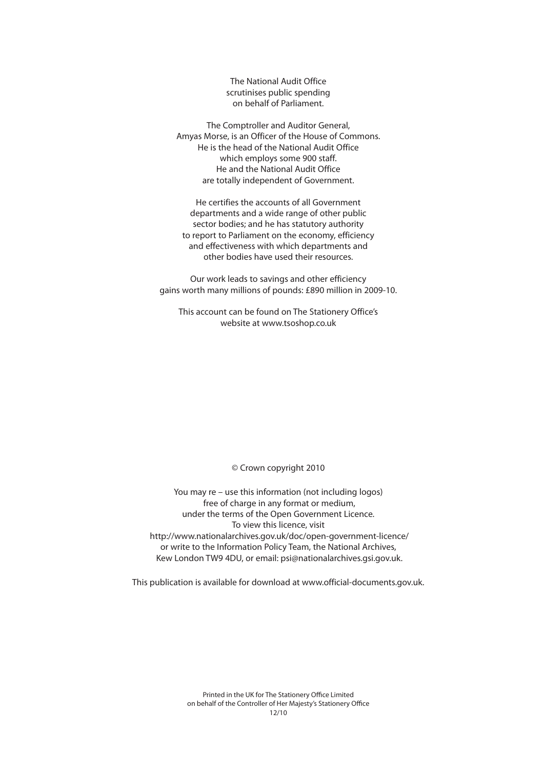The National Audit Office
scrutinises public spending
on behalf of Parliament.

The Comptroller and Auditor General,
Amyas Morse, is an Officer of the House of Commons.
He is the head of the National Audit Office
which employs some 900 staff.
He and the National Audit Office
are totally independent of Government.

He certifies the accounts of all Government
departments and a wide range of other public
sector bodies; and he has statutory authority
to report to Parliament on the economy, efficiency
and effectiveness with which departments and
other bodies have used their resources.

Our work leads to savings and other efficiency
gains worth many millions of pounds: £890 million in 2009-10.

This account can be found on The Stationery Office's
website at www.tsoshop.co.uk

© Crown copyright 2010

You may re – use this information (not including logos)
free of charge in any format or medium,
under the terms of the Open Government Licence.
To view this licence, visit
http://www.nationalarchives.gov.uk/doc/open-government-licence/
or write to the Information Policy Team, the National Archives,
Kew London TW9 4DU, or email: psi@nationalarchives.gsi.gov.uk.

This publication is available for download at www.official-documents.gov.uk.

Printed in the UK for The Stationery Office Limited
on behalf of the Controller of Her Majesty's Stationery Office
12/10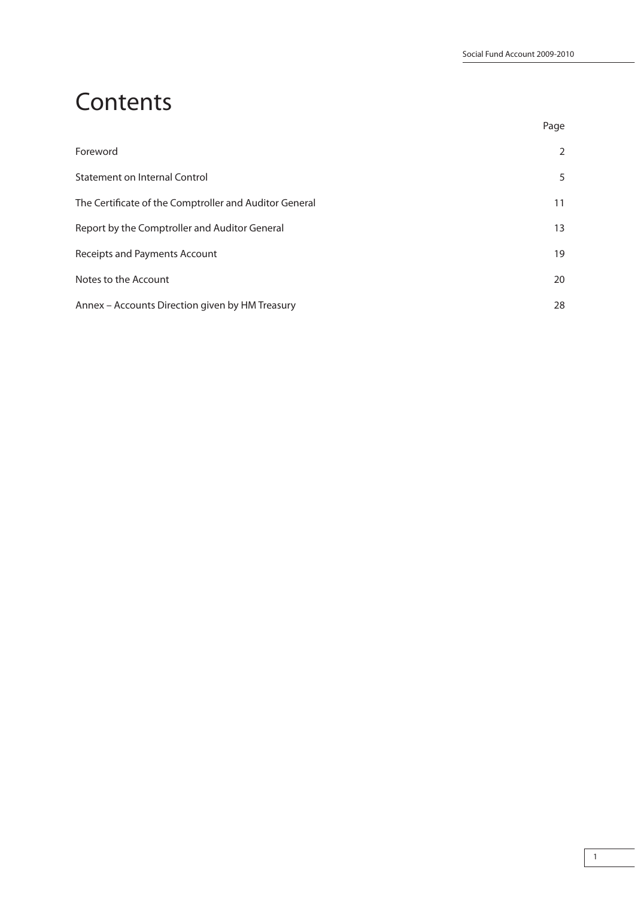# Contents

| | Page |
|---|---|
| Foreword | 2 |
| Statement on Internal Control | 5 |
| The Certificate of the Comptroller and Auditor General | 11 |
| Report by the Comptroller and Auditor General | 13 |
| Receipts and Payments Account | 19 |
| Notes to the Account | 20 |
| Annex – Accounts Direction given by HM Treasury | 28 |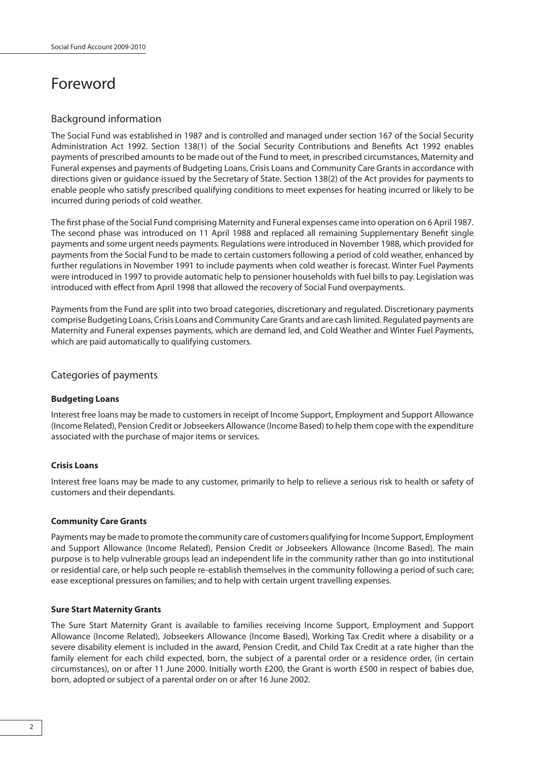# Foreword

## Background information

The Social Fund was established in 1987 and is controlled and managed under section 167 of the Social Security Administration Act 1992. Section 138(1) of the Social Security Contributions and Benefits Act 1992 enables payments of prescribed amounts to be made out of the Fund to meet, in prescribed circumstances, Maternity and Funeral expenses and payments of Budgeting Loans, Crisis Loans and Community Care Grants in accordance with directions given or guidance issued by the Secretary of State. Section 138(2) of the Act provides for payments to enable people who satisfy prescribed qualifying conditions to meet expenses for heating incurred or likely to be incurred during periods of cold weather.

The first phase of the Social Fund comprising Maternity and Funeral expenses came into operation on 6 April 1987. The second phase was introduced on 11 April 1988 and replaced all remaining Supplementary Benefit single payments and some urgent needs payments. Regulations were introduced in November 1988, which provided for payments from the Social Fund to be made to certain customers following a period of cold weather, enhanced by further regulations in November 1991 to include payments when cold weather is forecast. Winter Fuel Payments were introduced in 1997 to provide automatic help to pensioner households with fuel bills to pay. Legislation was introduced with effect from April 1998 that allowed the recovery of Social Fund overpayments.

Payments from the Fund are split into two broad categories, discretionary and regulated. Discretionary payments comprise Budgeting Loans, Crisis Loans and Community Care Grants and are cash limited. Regulated payments are Maternity and Funeral expenses payments, which are demand led, and Cold Weather and Winter Fuel Payments, which are paid automatically to qualifying customers.

## Categories of payments

### Budgeting Loans

Interest free loans may be made to customers in receipt of Income Support, Employment and Support Allowance (Income Related), Pension Credit or Jobseekers Allowance (Income Based) to help them cope with the expenditure associated with the purchase of major items or services.

### Crisis Loans

Interest free loans may be made to any customer, primarily to help to relieve a serious risk to health or safety of customers and their dependants.

### Community Care Grants

Payments may be made to promote the community care of customers qualifying for Income Support, Employment and Support Allowance (Income Related), Pension Credit or Jobseekers Allowance (Income Based). The main purpose is to help vulnerable groups lead an independent life in the community rather than go into institutional or residential care, or help such people re-establish themselves in the community following a period of such care; ease exceptional pressures on families; and to help with certain urgent travelling expenses.

### Sure Start Maternity Grants

The Sure Start Maternity Grant is available to families receiving Income Support, Employment and Support Allowance (Income Related), Jobseekers Allowance (Income Based), Working Tax Credit where a disability or a severe disability element is included in the award, Pension Credit, and Child Tax Credit at a rate higher than the family element for each child expected, born, the subject of a parental order or a residence order, (in certain circumstances), on or after 11 June 2000. Initially worth £200, the Grant is worth £500 in respect of babies due, born, adopted or subject of a parental order on or after 16 June 2002.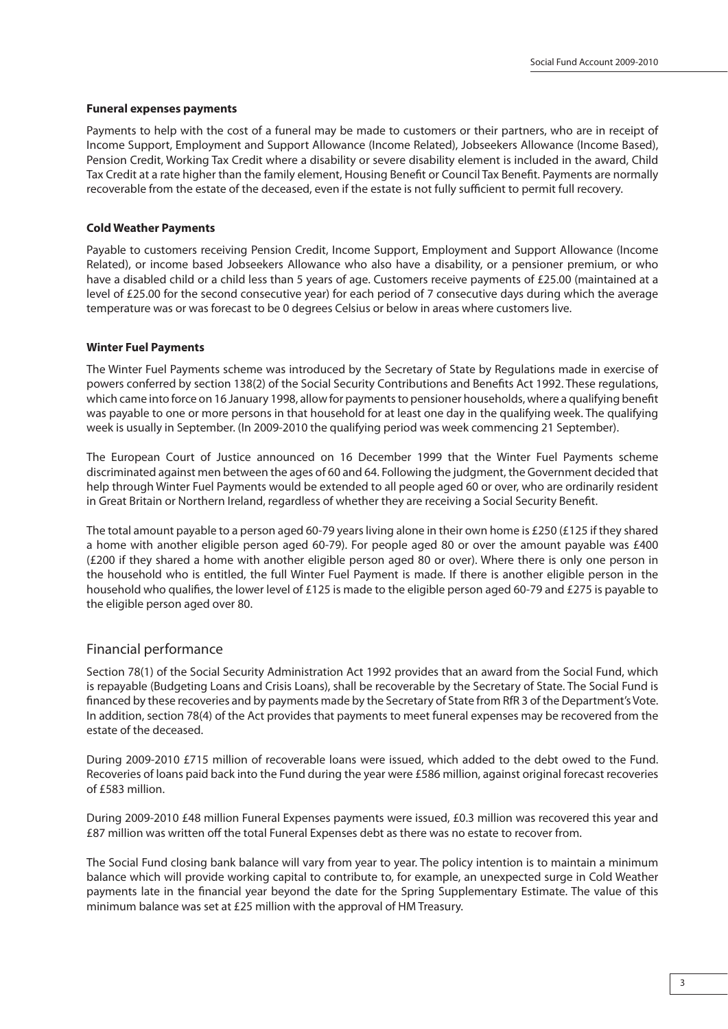**Funeral expenses payments**

Payments to help with the cost of a funeral may be made to customers or their partners, who are in receipt of Income Support, Employment and Support Allowance (Income Related), Jobseekers Allowance (Income Based), Pension Credit, Working Tax Credit where a disability or severe disability element is included in the award, Child Tax Credit at a rate higher than the family element, Housing Benefit or Council Tax Benefit. Payments are normally recoverable from the estate of the deceased, even if the estate is not fully sufficient to permit full recovery.

**Cold Weather Payments**

Payable to customers receiving Pension Credit, Income Support, Employment and Support Allowance (Income Related), or income based Jobseekers Allowance who also have a disability, or a pensioner premium, or who have a disabled child or a child less than 5 years of age. Customers receive payments of £25.00 (maintained at a level of £25.00 for the second consecutive year) for each period of 7 consecutive days during which the average temperature was or was forecast to be 0 degrees Celsius or below in areas where customers live.

**Winter Fuel Payments**

The Winter Fuel Payments scheme was introduced by the Secretary of State by Regulations made in exercise of powers conferred by section 138(2) of the Social Security Contributions and Benefits Act 1992. These regulations, which came into force on 16 January 1998, allow for payments to pensioner households, where a qualifying benefit was payable to one or more persons in that household for at least one day in the qualifying week. The qualifying week is usually in September. (In 2009-2010 the qualifying period was week commencing 21 September).

The European Court of Justice announced on 16 December 1999 that the Winter Fuel Payments scheme discriminated against men between the ages of 60 and 64. Following the judgment, the Government decided that help through Winter Fuel Payments would be extended to all people aged 60 or over, who are ordinarily resident in Great Britain or Northern Ireland, regardless of whether they are receiving a Social Security Benefit.

The total amount payable to a person aged 60-79 years living alone in their own home is £250 (£125 if they shared a home with another eligible person aged 60-79). For people aged 80 or over the amount payable was £400 (£200 if they shared a home with another eligible person aged 80 or over). Where there is only one person in the household who is entitled, the full Winter Fuel Payment is made. If there is another eligible person in the household who qualifies, the lower level of £125 is made to the eligible person aged 60-79 and £275 is payable to the eligible person aged over 80.

## Financial performance

Section 78(1) of the Social Security Administration Act 1992 provides that an award from the Social Fund, which is repayable (Budgeting Loans and Crisis Loans), shall be recoverable by the Secretary of State. The Social Fund is financed by these recoveries and by payments made by the Secretary of State from RfR 3 of the Department's Vote. In addition, section 78(4) of the Act provides that payments to meet funeral expenses may be recovered from the estate of the deceased.

During 2009-2010 £715 million of recoverable loans were issued, which added to the debt owed to the Fund. Recoveries of loans paid back into the Fund during the year were £586 million, against original forecast recoveries of £583 million.

During 2009-2010 £48 million Funeral Expenses payments were issued, £0.3 million was recovered this year and £87 million was written off the total Funeral Expenses debt as there was no estate to recover from.

The Social Fund closing bank balance will vary from year to year. The policy intention is to maintain a minimum balance which will provide working capital to contribute to, for example, an unexpected surge in Cold Weather payments late in the financial year beyond the date for the Spring Supplementary Estimate. The value of this minimum balance was set at £25 million with the approval of HM Treasury.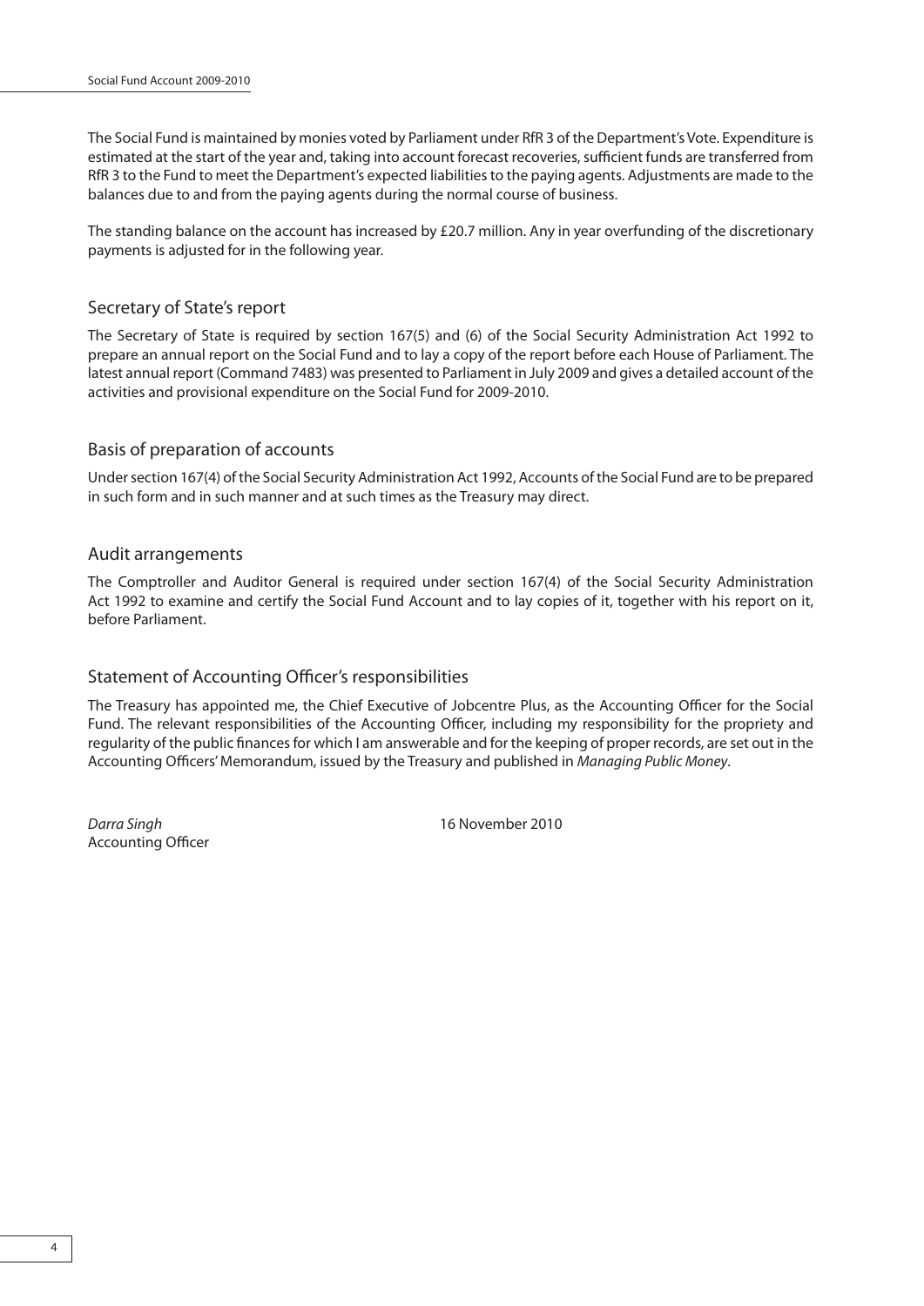The Social Fund is maintained by monies voted by Parliament under RfR 3 of the Department's Vote. Expenditure is estimated at the start of the year and, taking into account forecast recoveries, sufficient funds are transferred from RfR 3 to the Fund to meet the Department's expected liabilities to the paying agents. Adjustments are made to the balances due to and from the paying agents during the normal course of business.

The standing balance on the account has increased by £20.7 million. Any in year overfunding of the discretionary payments is adjusted for in the following year.

## Secretary of State's report

The Secretary of State is required by section 167(5) and (6) of the Social Security Administration Act 1992 to prepare an annual report on the Social Fund and to lay a copy of the report before each House of Parliament. The latest annual report (Command 7483) was presented to Parliament in July 2009 and gives a detailed account of the activities and provisional expenditure on the Social Fund for 2009-2010.

## Basis of preparation of accounts

Under section 167(4) of the Social Security Administration Act 1992, Accounts of the Social Fund are to be prepared in such form and in such manner and at such times as the Treasury may direct.

## Audit arrangements

The Comptroller and Auditor General is required under section 167(4) of the Social Security Administration Act 1992 to examine and certify the Social Fund Account and to lay copies of it, together with his report on it, before Parliament.

## Statement of Accounting Officer's responsibilities

The Treasury has appointed me, the Chief Executive of Jobcentre Plus, as the Accounting Officer for the Social Fund. The relevant responsibilities of the Accounting Officer, including my responsibility for the propriety and regularity of the public finances for which I am answerable and for the keeping of proper records, are set out in the Accounting Officers' Memorandum, issued by the Treasury and published in *Managing Public Money*.

*Darra Singh*
Accounting Officer

16 November 2010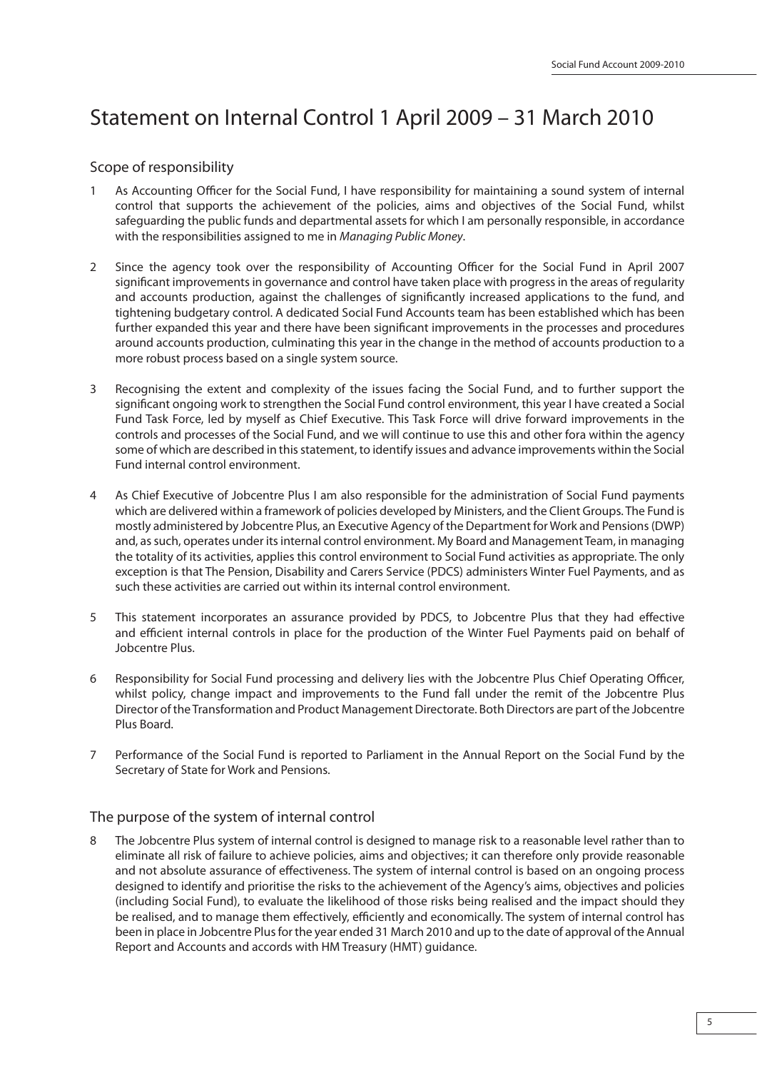# Statement on Internal Control 1 April 2009 – 31 March 2010

## Scope of responsibility

1 As Accounting Officer for the Social Fund, I have responsibility for maintaining a sound system of internal control that supports the achievement of the policies, aims and objectives of the Social Fund, whilst safeguarding the public funds and departmental assets for which I am personally responsible, in accordance with the responsibilities assigned to me in *Managing Public Money*.

2 Since the agency took over the responsibility of Accounting Officer for the Social Fund in April 2007 significant improvements in governance and control have taken place with progress in the areas of regularity and accounts production, against the challenges of significantly increased applications to the fund, and tightening budgetary control. A dedicated Social Fund Accounts team has been established which has been further expanded this year and there have been significant improvements in the processes and procedures around accounts production, culminating this year in the change in the method of accounts production to a more robust process based on a single system source.

3 Recognising the extent and complexity of the issues facing the Social Fund, and to further support the significant ongoing work to strengthen the Social Fund control environment, this year I have created a Social Fund Task Force, led by myself as Chief Executive. This Task Force will drive forward improvements in the controls and processes of the Social Fund, and we will continue to use this and other fora within the agency some of which are described in this statement, to identify issues and advance improvements within the Social Fund internal control environment.

4 As Chief Executive of Jobcentre Plus I am also responsible for the administration of Social Fund payments which are delivered within a framework of policies developed by Ministers, and the Client Groups. The Fund is mostly administered by Jobcentre Plus, an Executive Agency of the Department for Work and Pensions (DWP) and, as such, operates under its internal control environment. My Board and Management Team, in managing the totality of its activities, applies this control environment to Social Fund activities as appropriate. The only exception is that The Pension, Disability and Carers Service (PDCS) administers Winter Fuel Payments, and as such these activities are carried out within its internal control environment.

5 This statement incorporates an assurance provided by PDCS, to Jobcentre Plus that they had effective and efficient internal controls in place for the production of the Winter Fuel Payments paid on behalf of Jobcentre Plus.

6 Responsibility for Social Fund processing and delivery lies with the Jobcentre Plus Chief Operating Officer, whilst policy, change impact and improvements to the Fund fall under the remit of the Jobcentre Plus Director of the Transformation and Product Management Directorate. Both Directors are part of the Jobcentre Plus Board.

7 Performance of the Social Fund is reported to Parliament in the Annual Report on the Social Fund by the Secretary of State for Work and Pensions.

## The purpose of the system of internal control

8 The Jobcentre Plus system of internal control is designed to manage risk to a reasonable level rather than to eliminate all risk of failure to achieve policies, aims and objectives; it can therefore only provide reasonable and not absolute assurance of effectiveness. The system of internal control is based on an ongoing process designed to identify and prioritise the risks to the achievement of the Agency's aims, objectives and policies (including Social Fund), to evaluate the likelihood of those risks being realised and the impact should they be realised, and to manage them effectively, efficiently and economically. The system of internal control has been in place in Jobcentre Plus for the year ended 31 March 2010 and up to the date of approval of the Annual Report and Accounts and accords with HM Treasury (HMT) guidance.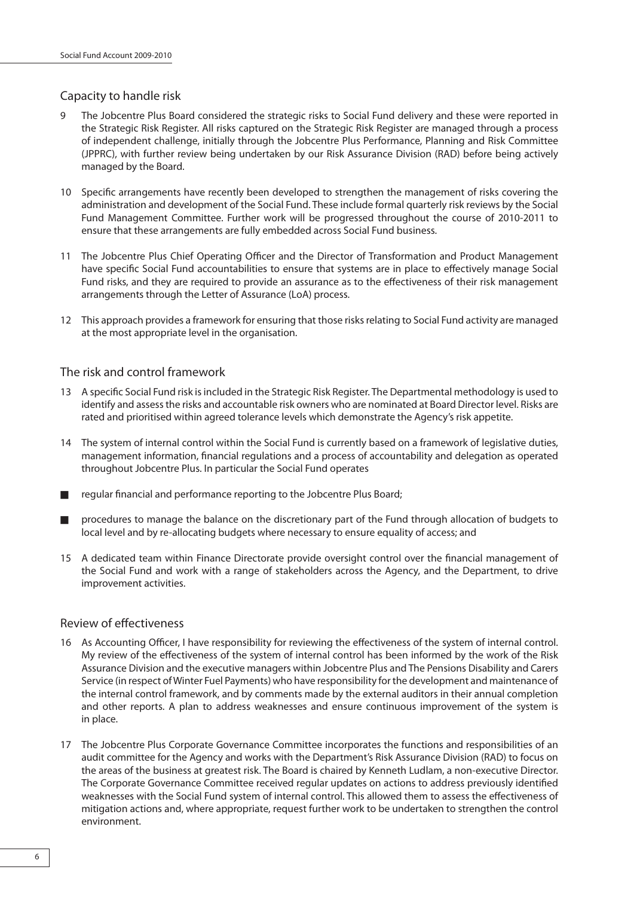## Capacity to handle risk

9 The Jobcentre Plus Board considered the strategic risks to Social Fund delivery and these were reported in the Strategic Risk Register. All risks captured on the Strategic Risk Register are managed through a process of independent challenge, initially through the Jobcentre Plus Performance, Planning and Risk Committee (JPPRC), with further review being undertaken by our Risk Assurance Division (RAD) before being actively managed by the Board.

10 Specific arrangements have recently been developed to strengthen the management of risks covering the administration and development of the Social Fund. These include formal quarterly risk reviews by the Social Fund Management Committee. Further work will be progressed throughout the course of 2010-2011 to ensure that these arrangements are fully embedded across Social Fund business.

11 The Jobcentre Plus Chief Operating Officer and the Director of Transformation and Product Management have specific Social Fund accountabilities to ensure that systems are in place to effectively manage Social Fund risks, and they are required to provide an assurance as to the effectiveness of their risk management arrangements through the Letter of Assurance (LoA) process.

12 This approach provides a framework for ensuring that those risks relating to Social Fund activity are managed at the most appropriate level in the organisation.

## The risk and control framework

13 A specific Social Fund risk is included in the Strategic Risk Register. The Departmental methodology is used to identify and assess the risks and accountable risk owners who are nominated at Board Director level. Risks are rated and prioritised within agreed tolerance levels which demonstrate the Agency's risk appetite.

14 The system of internal control within the Social Fund is currently based on a framework of legislative duties, management information, financial regulations and a process of accountability and delegation as operated throughout Jobcentre Plus. In particular the Social Fund operates

- regular financial and performance reporting to the Jobcentre Plus Board;
- procedures to manage the balance on the discretionary part of the Fund through allocation of budgets to local level and by re-allocating budgets where necessary to ensure equality of access; and

15 A dedicated team within Finance Directorate provide oversight control over the financial management of the Social Fund and work with a range of stakeholders across the Agency, and the Department, to drive improvement activities.

## Review of effectiveness

16 As Accounting Officer, I have responsibility for reviewing the effectiveness of the system of internal control. My review of the effectiveness of the system of internal control has been informed by the work of the Risk Assurance Division and the executive managers within Jobcentre Plus and The Pensions Disability and Carers Service (in respect of Winter Fuel Payments) who have responsibility for the development and maintenance of the internal control framework, and by comments made by the external auditors in their annual completion and other reports. A plan to address weaknesses and ensure continuous improvement of the system is in place.

17 The Jobcentre Plus Corporate Governance Committee incorporates the functions and responsibilities of an audit committee for the Agency and works with the Department's Risk Assurance Division (RAD) to focus on the areas of the business at greatest risk. The Board is chaired by Kenneth Ludlam, a non-executive Director. The Corporate Governance Committee received regular updates on actions to address previously identified weaknesses with the Social Fund system of internal control. This allowed them to assess the effectiveness of mitigation actions and, where appropriate, request further work to be undertaken to strengthen the control environment.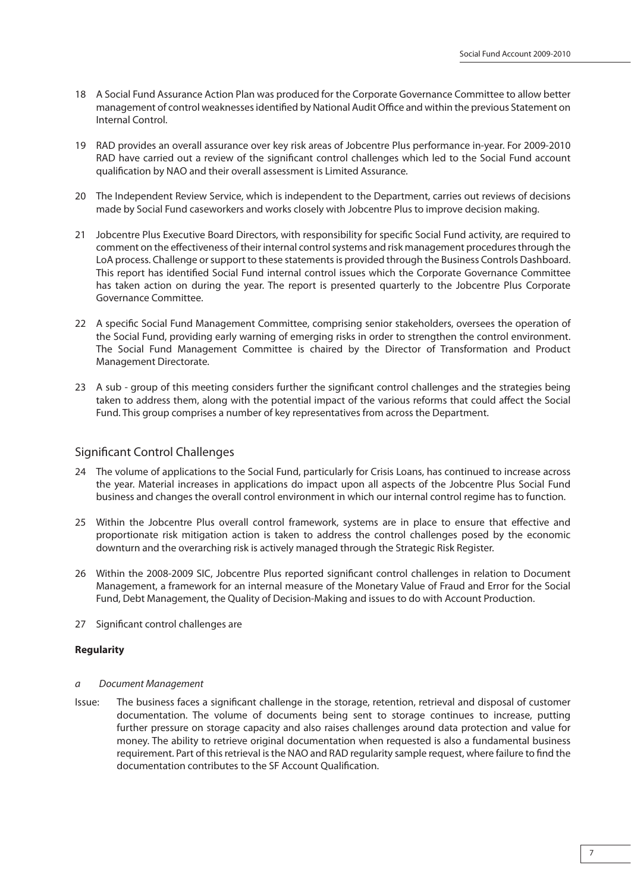18 A Social Fund Assurance Action Plan was produced for the Corporate Governance Committee to allow better management of control weaknesses identified by National Audit Office and within the previous Statement on Internal Control.

19 RAD provides an overall assurance over key risk areas of Jobcentre Plus performance in-year. For 2009-2010 RAD have carried out a review of the significant control challenges which led to the Social Fund account qualification by NAO and their overall assessment is Limited Assurance.

20 The Independent Review Service, which is independent to the Department, carries out reviews of decisions made by Social Fund caseworkers and works closely with Jobcentre Plus to improve decision making.

21 Jobcentre Plus Executive Board Directors, with responsibility for specific Social Fund activity, are required to comment on the effectiveness of their internal control systems and risk management procedures through the LoA process. Challenge or support to these statements is provided through the Business Controls Dashboard. This report has identified Social Fund internal control issues which the Corporate Governance Committee has taken action on during the year. The report is presented quarterly to the Jobcentre Plus Corporate Governance Committee.

22 A specific Social Fund Management Committee, comprising senior stakeholders, oversees the operation of the Social Fund, providing early warning of emerging risks in order to strengthen the control environment. The Social Fund Management Committee is chaired by the Director of Transformation and Product Management Directorate.

23 A sub - group of this meeting considers further the significant control challenges and the strategies being taken to address them, along with the potential impact of the various reforms that could affect the Social Fund. This group comprises a number of key representatives from across the Department.

## Significant Control Challenges

24 The volume of applications to the Social Fund, particularly for Crisis Loans, has continued to increase across the year. Material increases in applications do impact upon all aspects of the Jobcentre Plus Social Fund business and changes the overall control environment in which our internal control regime has to function.

25 Within the Jobcentre Plus overall control framework, systems are in place to ensure that effective and proportionate risk mitigation action is taken to address the control challenges posed by the economic downturn and the overarching risk is actively managed through the Strategic Risk Register.

26 Within the 2008-2009 SIC, Jobcentre Plus reported significant control challenges in relation to Document Management, a framework for an internal measure of the Monetary Value of Fraud and Error for the Social Fund, Debt Management, the Quality of Decision-Making and issues to do with Account Production.

27 Significant control challenges are

**Regularity**

*a Document Management*

Issue: The business faces a significant challenge in the storage, retention, retrieval and disposal of customer documentation. The volume of documents being sent to storage continues to increase, putting further pressure on storage capacity and also raises challenges around data protection and value for money. The ability to retrieve original documentation when requested is also a fundamental business requirement. Part of this retrieval is the NAO and RAD regularity sample request, where failure to find the documentation contributes to the SF Account Qualification.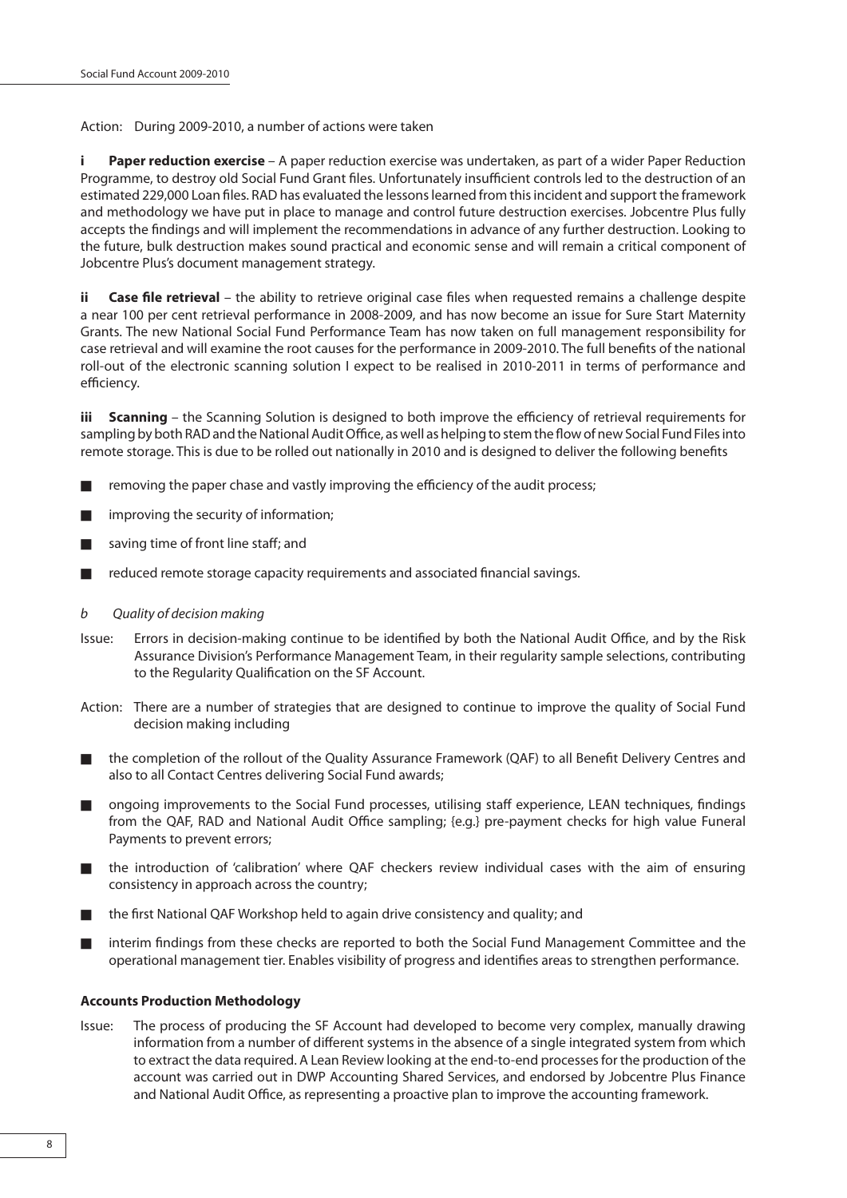Action: During 2009-2010, a number of actions were taken

**i Paper reduction exercise** – A paper reduction exercise was undertaken, as part of a wider Paper Reduction Programme, to destroy old Social Fund Grant files. Unfortunately insufficient controls led to the destruction of an estimated 229,000 Loan files. RAD has evaluated the lessons learned from this incident and support the framework and methodology we have put in place to manage and control future destruction exercises. Jobcentre Plus fully accepts the findings and will implement the recommendations in advance of any further destruction. Looking to the future, bulk destruction makes sound practical and economic sense and will remain a critical component of Jobcentre Plus's document management strategy.

**ii Case file retrieval** – the ability to retrieve original case files when requested remains a challenge despite a near 100 per cent retrieval performance in 2008-2009, and has now become an issue for Sure Start Maternity Grants. The new National Social Fund Performance Team has now taken on full management responsibility for case retrieval and will examine the root causes for the performance in 2009-2010. The full benefits of the national roll-out of the electronic scanning solution I expect to be realised in 2010-2011 in terms of performance and efficiency.

**iii Scanning** – the Scanning Solution is designed to both improve the efficiency of retrieval requirements for sampling by both RAD and the National Audit Office, as well as helping to stem the flow of new Social Fund Files into remote storage. This is due to be rolled out nationally in 2010 and is designed to deliver the following benefits

- removing the paper chase and vastly improving the efficiency of the audit process;
- improving the security of information;
- saving time of front line staff; and
- reduced remote storage capacity requirements and associated financial savings.

*b Quality of decision making*

Issue: Errors in decision-making continue to be identified by both the National Audit Office, and by the Risk Assurance Division's Performance Management Team, in their regularity sample selections, contributing to the Regularity Qualification on the SF Account.

Action: There are a number of strategies that are designed to continue to improve the quality of Social Fund decision making including

- the completion of the rollout of the Quality Assurance Framework (QAF) to all Benefit Delivery Centres and also to all Contact Centres delivering Social Fund awards;
- ongoing improvements to the Social Fund processes, utilising staff experience, LEAN techniques, findings from the QAF, RAD and National Audit Office sampling; {e.g.} pre-payment checks for high value Funeral Payments to prevent errors;
- the introduction of 'calibration' where QAF checkers review individual cases with the aim of ensuring consistency in approach across the country;
- the first National QAF Workshop held to again drive consistency and quality; and
- interim findings from these checks are reported to both the Social Fund Management Committee and the operational management tier. Enables visibility of progress and identifies areas to strengthen performance.

**Accounts Production Methodology**

Issue: The process of producing the SF Account had developed to become very complex, manually drawing information from a number of different systems in the absence of a single integrated system from which to extract the data required. A Lean Review looking at the end-to-end processes for the production of the account was carried out in DWP Accounting Shared Services, and endorsed by Jobcentre Plus Finance and National Audit Office, as representing a proactive plan to improve the accounting framework.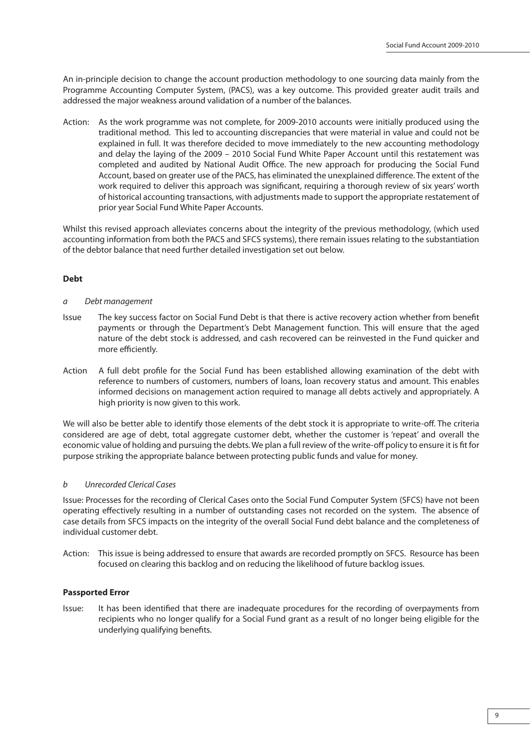An in-principle decision to change the account production methodology to one sourcing data mainly from the Programme Accounting Computer System, (PACS), was a key outcome. This provided greater audit trails and addressed the major weakness around validation of a number of the balances.

Action: As the work programme was not complete, for 2009-2010 accounts were initially produced using the traditional method. This led to accounting discrepancies that were material in value and could not be explained in full. It was therefore decided to move immediately to the new accounting methodology and delay the laying of the 2009 – 2010 Social Fund White Paper Account until this restatement was completed and audited by National Audit Office. The new approach for producing the Social Fund Account, based on greater use of the PACS, has eliminated the unexplained difference. The extent of the work required to deliver this approach was significant, requiring a thorough review of six years' worth of historical accounting transactions, with adjustments made to support the appropriate restatement of prior year Social Fund White Paper Accounts.

Whilst this revised approach alleviates concerns about the integrity of the previous methodology, (which used accounting information from both the PACS and SFCS systems), there remain issues relating to the substantiation of the debtor balance that need further detailed investigation set out below.

**Debt**

*a Debt management*

Issue The key success factor on Social Fund Debt is that there is active recovery action whether from benefit payments or through the Department's Debt Management function. This will ensure that the aged nature of the debt stock is addressed, and cash recovered can be reinvested in the Fund quicker and more efficiently.

Action A full debt profile for the Social Fund has been established allowing examination of the debt with reference to numbers of customers, numbers of loans, loan recovery status and amount. This enables informed decisions on management action required to manage all debts actively and appropriately. A high priority is now given to this work.

We will also be better able to identify those elements of the debt stock it is appropriate to write-off. The criteria considered are age of debt, total aggregate customer debt, whether the customer is 'repeat' and overall the economic value of holding and pursuing the debts. We plan a full review of the write-off policy to ensure it is fit for purpose striking the appropriate balance between protecting public funds and value for money.

*b Unrecorded Clerical Cases*

Issue: Processes for the recording of Clerical Cases onto the Social Fund Computer System (SFCS) have not been operating effectively resulting in a number of outstanding cases not recorded on the system. The absence of case details from SFCS impacts on the integrity of the overall Social Fund debt balance and the completeness of individual customer debt.

Action: This issue is being addressed to ensure that awards are recorded promptly on SFCS. Resource has been focused on clearing this backlog and on reducing the likelihood of future backlog issues.

**Passported Error**

Issue: It has been identified that there are inadequate procedures for the recording of overpayments from recipients who no longer qualify for a Social Fund grant as a result of no longer being eligible for the underlying qualifying benefits.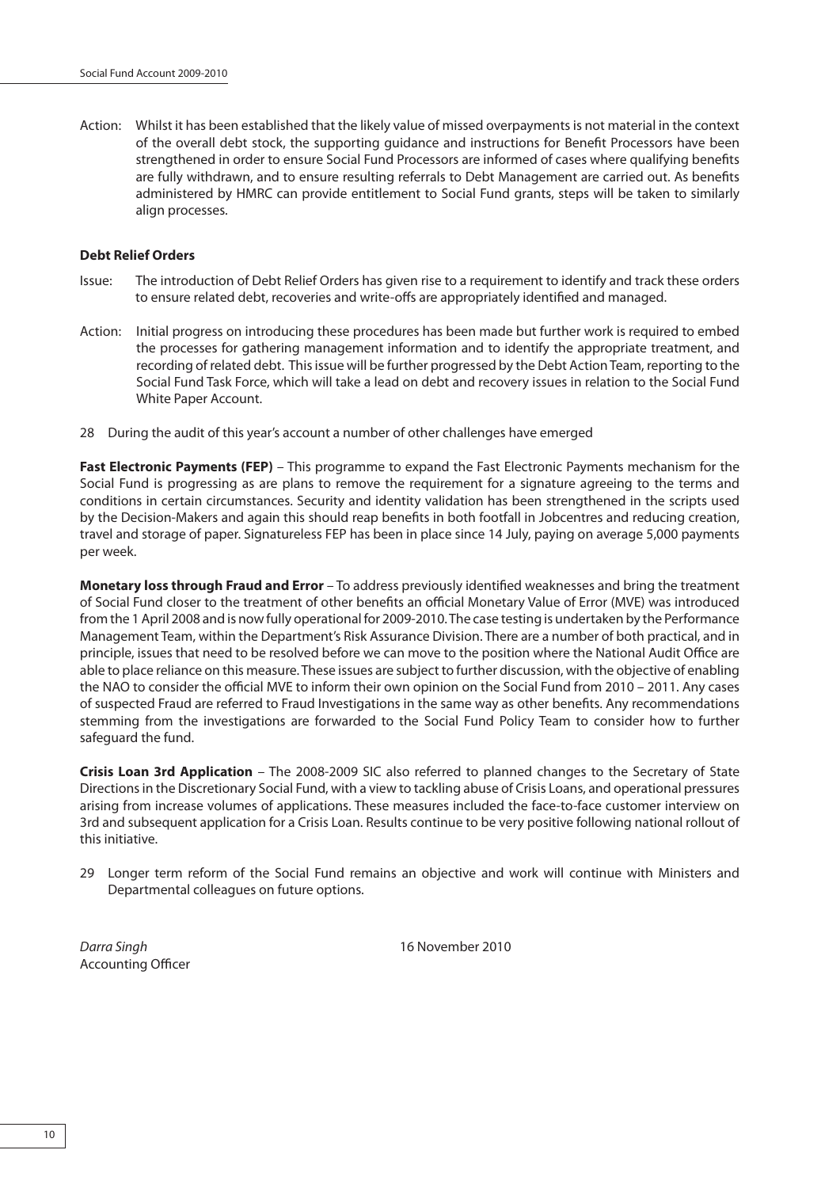Action: Whilst it has been established that the likely value of missed overpayments is not material in the context of the overall debt stock, the supporting guidance and instructions for Benefit Processors have been strengthened in order to ensure Social Fund Processors are informed of cases where qualifying benefits are fully withdrawn, and to ensure resulting referrals to Debt Management are carried out. As benefits administered by HMRC can provide entitlement to Social Fund grants, steps will be taken to similarly align processes.

**Debt Relief Orders**

Issue: The introduction of Debt Relief Orders has given rise to a requirement to identify and track these orders to ensure related debt, recoveries and write-offs are appropriately identified and managed.

Action: Initial progress on introducing these procedures has been made but further work is required to embed the processes for gathering management information and to identify the appropriate treatment, and recording of related debt. This issue will be further progressed by the Debt Action Team, reporting to the Social Fund Task Force, which will take a lead on debt and recovery issues in relation to the Social Fund White Paper Account.

28 During the audit of this year's account a number of other challenges have emerged

**Fast Electronic Payments (FEP)** – This programme to expand the Fast Electronic Payments mechanism for the Social Fund is progressing as are plans to remove the requirement for a signature agreeing to the terms and conditions in certain circumstances. Security and identity validation has been strengthened in the scripts used by the Decision-Makers and again this should reap benefits in both footfall in Jobcentres and reducing creation, travel and storage of paper. Signatureless FEP has been in place since 14 July, paying on average 5,000 payments per week.

**Monetary loss through Fraud and Error** – To address previously identified weaknesses and bring the treatment of Social Fund closer to the treatment of other benefits an official Monetary Value of Error (MVE) was introduced from the 1 April 2008 and is now fully operational for 2009-2010. The case testing is undertaken by the Performance Management Team, within the Department's Risk Assurance Division. There are a number of both practical, and in principle, issues that need to be resolved before we can move to the position where the National Audit Office are able to place reliance on this measure. These issues are subject to further discussion, with the objective of enabling the NAO to consider the official MVE to inform their own opinion on the Social Fund from 2010 – 2011. Any cases of suspected Fraud are referred to Fraud Investigations in the same way as other benefits. Any recommendations stemming from the investigations are forwarded to the Social Fund Policy Team to consider how to further safeguard the fund.

**Crisis Loan 3rd Application** – The 2008-2009 SIC also referred to planned changes to the Secretary of State Directions in the Discretionary Social Fund, with a view to tackling abuse of Crisis Loans, and operational pressures arising from increase volumes of applications. These measures included the face-to-face customer interview on 3rd and subsequent application for a Crisis Loan. Results continue to be very positive following national rollout of this initiative.

29 Longer term reform of the Social Fund remains an objective and work will continue with Ministers and Departmental colleagues on future options.

*Darra Singh*
Accounting Officer

16 November 2010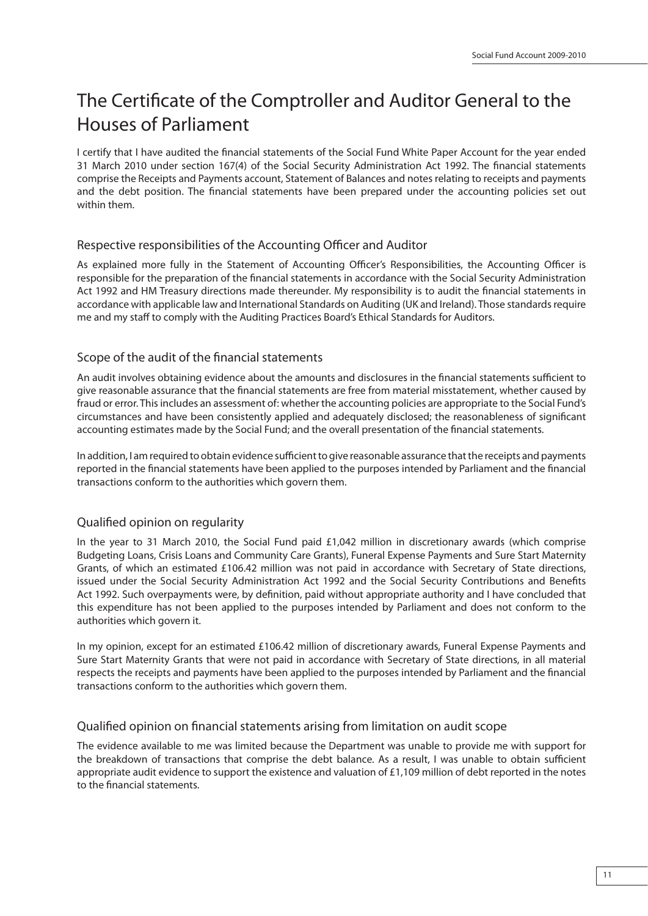# The Certificate of the Comptroller and Auditor General to the Houses of Parliament

I certify that I have audited the financial statements of the Social Fund White Paper Account for the year ended 31 March 2010 under section 167(4) of the Social Security Administration Act 1992. The financial statements comprise the Receipts and Payments account, Statement of Balances and notes relating to receipts and payments and the debt position. The financial statements have been prepared under the accounting policies set out within them.

## Respective responsibilities of the Accounting Officer and Auditor

As explained more fully in the Statement of Accounting Officer's Responsibilities, the Accounting Officer is responsible for the preparation of the financial statements in accordance with the Social Security Administration Act 1992 and HM Treasury directions made thereunder. My responsibility is to audit the financial statements in accordance with applicable law and International Standards on Auditing (UK and Ireland). Those standards require me and my staff to comply with the Auditing Practices Board's Ethical Standards for Auditors.

## Scope of the audit of the financial statements

An audit involves obtaining evidence about the amounts and disclosures in the financial statements sufficient to give reasonable assurance that the financial statements are free from material misstatement, whether caused by fraud or error. This includes an assessment of: whether the accounting policies are appropriate to the Social Fund's circumstances and have been consistently applied and adequately disclosed; the reasonableness of significant accounting estimates made by the Social Fund; and the overall presentation of the financial statements.

In addition, I am required to obtain evidence sufficient to give reasonable assurance that the receipts and payments reported in the financial statements have been applied to the purposes intended by Parliament and the financial transactions conform to the authorities which govern them.

## Qualified opinion on regularity

In the year to 31 March 2010, the Social Fund paid £1,042 million in discretionary awards (which comprise Budgeting Loans, Crisis Loans and Community Care Grants), Funeral Expense Payments and Sure Start Maternity Grants, of which an estimated £106.42 million was not paid in accordance with Secretary of State directions, issued under the Social Security Administration Act 1992 and the Social Security Contributions and Benefits Act 1992. Such overpayments were, by definition, paid without appropriate authority and I have concluded that this expenditure has not been applied to the purposes intended by Parliament and does not conform to the authorities which govern it.

In my opinion, except for an estimated £106.42 million of discretionary awards, Funeral Expense Payments and Sure Start Maternity Grants that were not paid in accordance with Secretary of State directions, in all material respects the receipts and payments have been applied to the purposes intended by Parliament and the financial transactions conform to the authorities which govern them.

## Qualified opinion on financial statements arising from limitation on audit scope

The evidence available to me was limited because the Department was unable to provide me with support for the breakdown of transactions that comprise the debt balance. As a result, I was unable to obtain sufficient appropriate audit evidence to support the existence and valuation of £1,109 million of debt reported in the notes to the financial statements.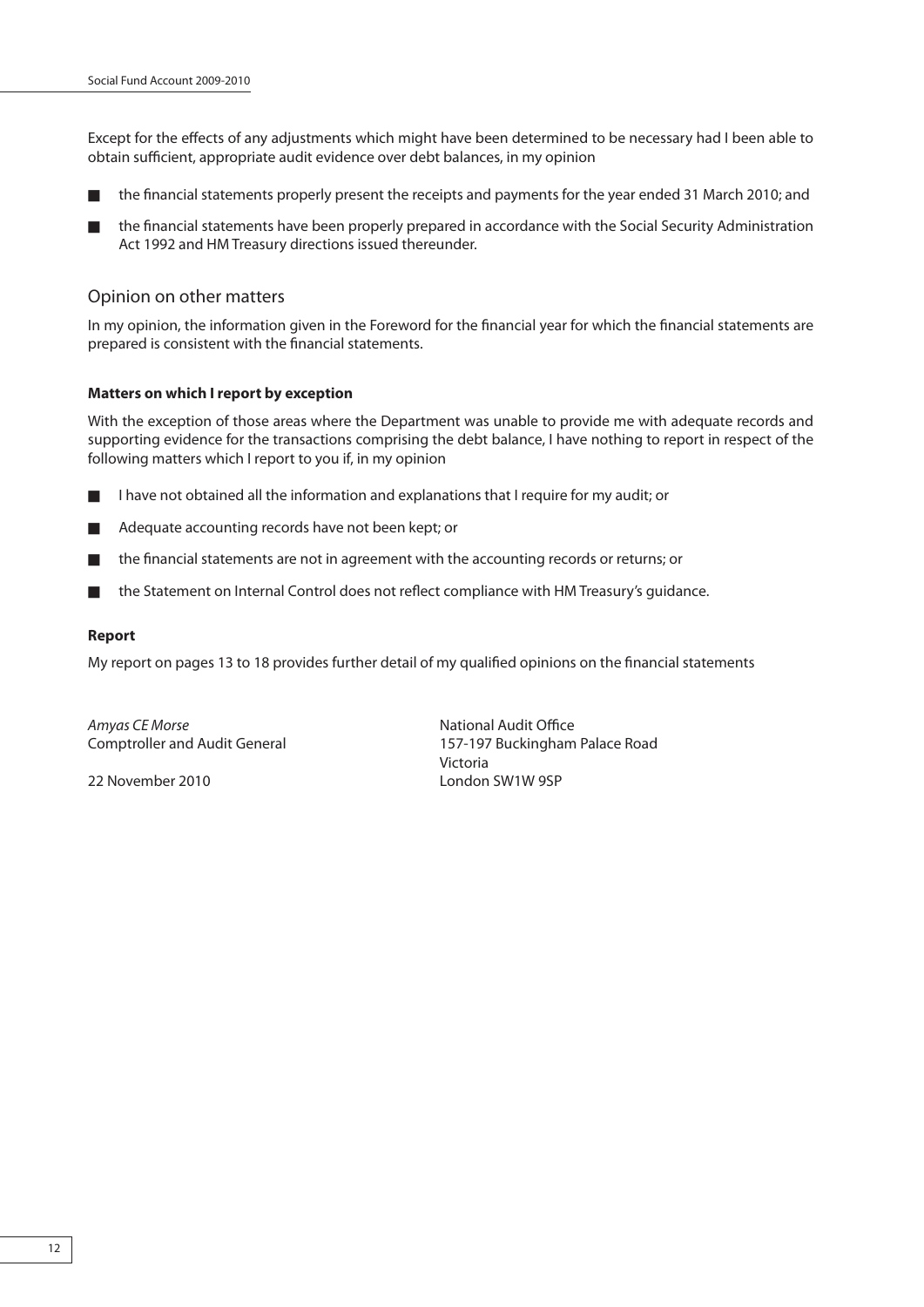Except for the effects of any adjustments which might have been determined to be necessary had I been able to obtain sufficient, appropriate audit evidence over debt balances, in my opinion

- the financial statements properly present the receipts and payments for the year ended 31 March 2010; and
- the financial statements have been properly prepared in accordance with the Social Security Administration Act 1992 and HM Treasury directions issued thereunder.

## Opinion on other matters

In my opinion, the information given in the Foreword for the financial year for which the financial statements are prepared is consistent with the financial statements.

### Matters on which I report by exception

With the exception of those areas where the Department was unable to provide me with adequate records and supporting evidence for the transactions comprising the debt balance, I have nothing to report in respect of the following matters which I report to you if, in my opinion

- I have not obtained all the information and explanations that I require for my audit; or
- Adequate accounting records have not been kept; or
- the financial statements are not in agreement with the accounting records or returns; or
- the Statement on Internal Control does not reflect compliance with HM Treasury's guidance.

### Report

My report on pages 13 to 18 provides further detail of my qualified opinions on the financial statements

*Amyas CE Morse*
Comptroller and Auditor General

22 November 2010

National Audit Office
157-197 Buckingham Palace Road
Victoria
London SW1W 9SP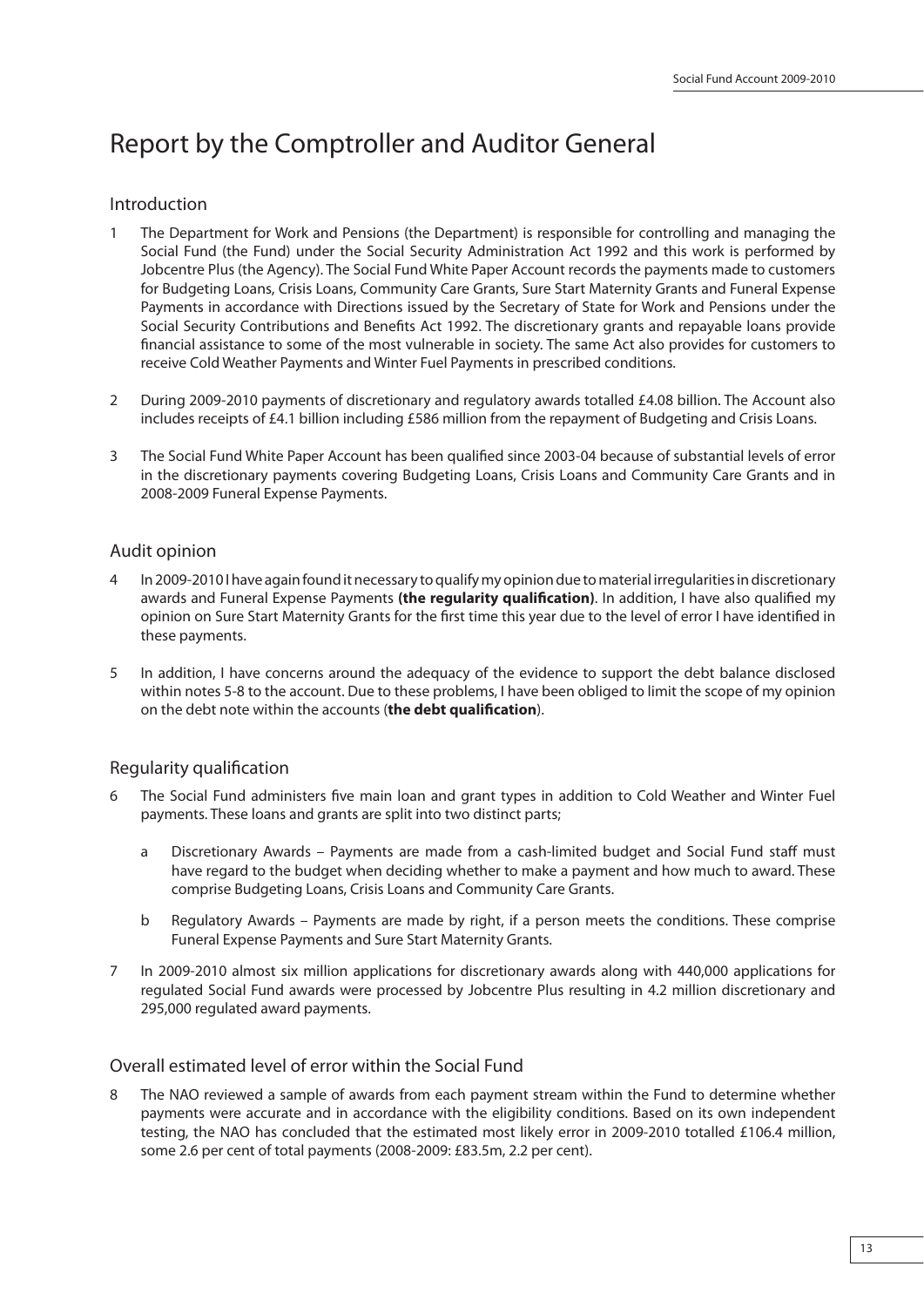# Report by the Comptroller and Auditor General

## Introduction

1 The Department for Work and Pensions (the Department) is responsible for controlling and managing the Social Fund (the Fund) under the Social Security Administration Act 1992 and this work is performed by Jobcentre Plus (the Agency). The Social Fund White Paper Account records the payments made to customers for Budgeting Loans, Crisis Loans, Community Care Grants, Sure Start Maternity Grants and Funeral Expense Payments in accordance with Directions issued by the Secretary of State for Work and Pensions under the Social Security Contributions and Benefits Act 1992. The discretionary grants and repayable loans provide financial assistance to some of the most vulnerable in society. The same Act also provides for customers to receive Cold Weather Payments and Winter Fuel Payments in prescribed conditions.

2 During 2009-2010 payments of discretionary and regulatory awards totalled £4.08 billion. The Account also includes receipts of £4.1 billion including £586 million from the repayment of Budgeting and Crisis Loans.

3 The Social Fund White Paper Account has been qualified since 2003-04 because of substantial levels of error in the discretionary payments covering Budgeting Loans, Crisis Loans and Community Care Grants and in 2008-2009 Funeral Expense Payments.

## Audit opinion

4 In 2009-2010 I have again found it necessary to qualify my opinion due to material irregularities in discretionary awards and Funeral Expense Payments **(the regularity qualification)**. In addition, I have also qualified my opinion on Sure Start Maternity Grants for the first time this year due to the level of error I have identified in these payments.

5 In addition, I have concerns around the adequacy of the evidence to support the debt balance disclosed within notes 5-8 to the account. Due to these problems, I have been obliged to limit the scope of my opinion on the debt note within the accounts (**the debt qualification**).

## Regularity qualification

6 The Social Fund administers five main loan and grant types in addition to Cold Weather and Winter Fuel payments. These loans and grants are split into two distinct parts;

   a Discretionary Awards – Payments are made from a cash-limited budget and Social Fund staff must have regard to the budget when deciding whether to make a payment and how much to award. These comprise Budgeting Loans, Crisis Loans and Community Care Grants.

   b Regulatory Awards – Payments are made by right, if a person meets the conditions. These comprise Funeral Expense Payments and Sure Start Maternity Grants.

7 In 2009-2010 almost six million applications for discretionary awards along with 440,000 applications for regulated Social Fund awards were processed by Jobcentre Plus resulting in 4.2 million discretionary and 295,000 regulated award payments.

## Overall estimated level of error within the Social Fund

8 The NAO reviewed a sample of awards from each payment stream within the Fund to determine whether payments were accurate and in accordance with the eligibility conditions. Based on its own independent testing, the NAO has concluded that the estimated most likely error in 2009-2010 totalled £106.4 million, some 2.6 per cent of total payments (2008-2009: £83.5m, 2.2 per cent).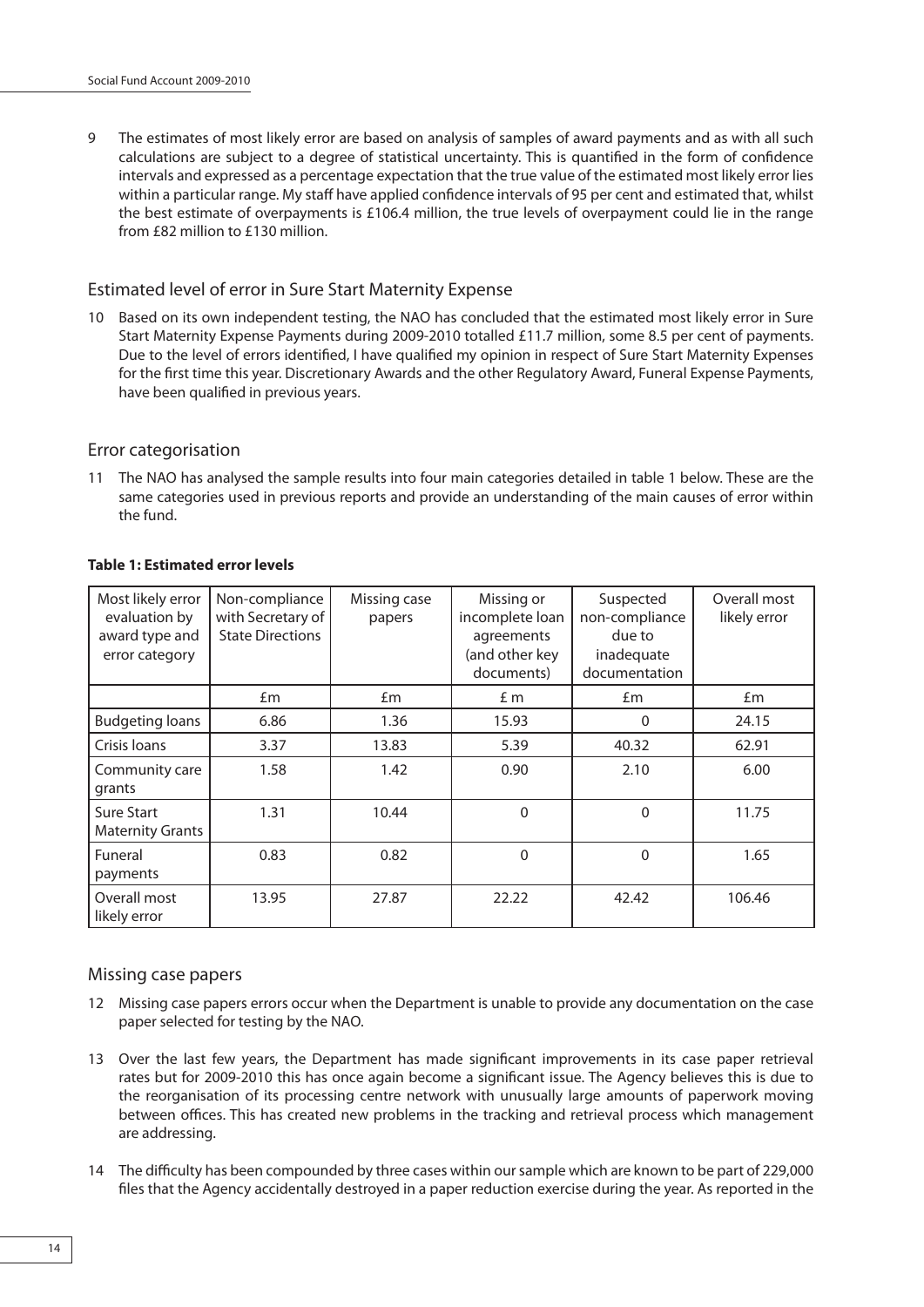9 The estimates of most likely error are based on analysis of samples of award payments and as with all such calculations are subject to a degree of statistical uncertainty. This is quantified in the form of confidence intervals and expressed as a percentage expectation that the true value of the estimated most likely error lies within a particular range. My staff have applied confidence intervals of 95 per cent and estimated that, whilst the best estimate of overpayments is £106.4 million, the true levels of overpayment could lie in the range from £82 million to £130 million.

## Estimated level of error in Sure Start Maternity Expense

10 Based on its own independent testing, the NAO has concluded that the estimated most likely error in Sure Start Maternity Expense Payments during 2009-2010 totalled £11.7 million, some 8.5 per cent of payments. Due to the level of errors identified, I have qualified my opinion in respect of Sure Start Maternity Expenses for the first time this year. Discretionary Awards and the other Regulatory Award, Funeral Expense Payments, have been qualified in previous years.

## Error categorisation

11 The NAO has analysed the sample results into four main categories detailed in table 1 below. These are the same categories used in previous reports and provide an understanding of the main causes of error within the fund.

**Table 1: Estimated error levels**

| Most likely error evaluation by award type and error category | Non-compliance with Secretary of State Directions | Missing case papers | Missing or incomplete loan agreements (and other key documents) | Suspected non-compliance due to inadequate documentation | Overall most likely error |
|---|---|---|---|---|---|
| | £m | £m | £ m | £m | £m |
| Budgeting loans | 6.86 | 1.36 | 15.93 | 0 | 24.15 |
| Crisis loans | 3.37 | 13.83 | 5.39 | 40.32 | 62.91 |
| Community care grants | 1.58 | 1.42 | 0.90 | 2.10 | 6.00 |
| Sure Start Maternity Grants | 1.31 | 10.44 | 0 | 0 | 11.75 |
| Funeral payments | 0.83 | 0.82 | 0 | 0 | 1.65 |
| Overall most likely error | 13.95 | 27.87 | 22.22 | 42.42 | 106.46 |

## Missing case papers

12 Missing case papers errors occur when the Department is unable to provide any documentation on the case paper selected for testing by the NAO.

13 Over the last few years, the Department has made significant improvements in its case paper retrieval rates but for 2009-2010 this has once again become a significant issue. The Agency believes this is due to the reorganisation of its processing centre network with unusually large amounts of paperwork moving between offices. This has created new problems in the tracking and retrieval process which management are addressing.

14 The difficulty has been compounded by three cases within our sample which are known to be part of 229,000 files that the Agency accidentally destroyed in a paper reduction exercise during the year. As reported in the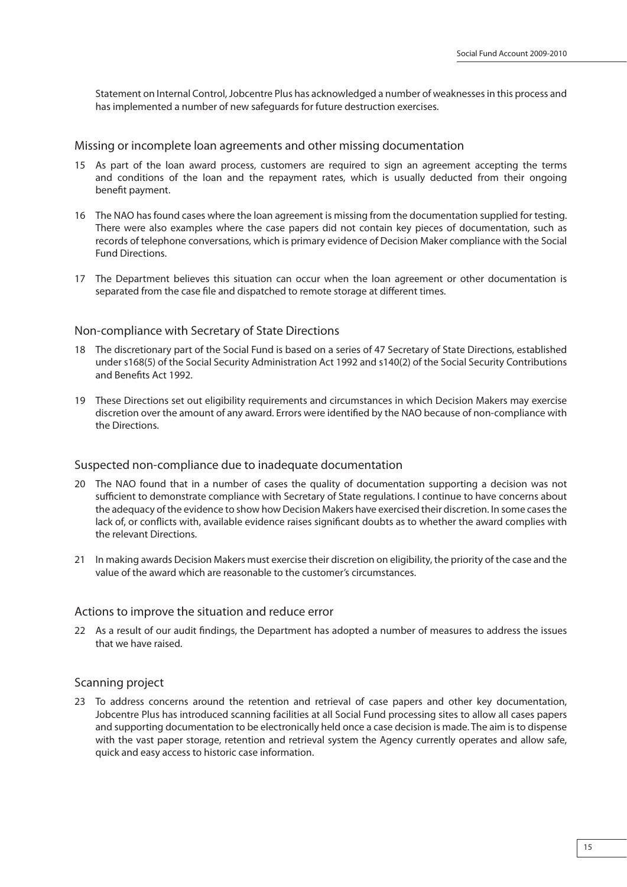Statement on Internal Control, Jobcentre Plus has acknowledged a number of weaknesses in this process and has implemented a number of new safeguards for future destruction exercises.

## Missing or incomplete loan agreements and other missing documentation

15 As part of the loan award process, customers are required to sign an agreement accepting the terms and conditions of the loan and the repayment rates, which is usually deducted from their ongoing benefit payment.

16 The NAO has found cases where the loan agreement is missing from the documentation supplied for testing. There were also examples where the case papers did not contain key pieces of documentation, such as records of telephone conversations, which is primary evidence of Decision Maker compliance with the Social Fund Directions.

17 The Department believes this situation can occur when the loan agreement or other documentation is separated from the case file and dispatched to remote storage at different times.

## Non-compliance with Secretary of State Directions

18 The discretionary part of the Social Fund is based on a series of 47 Secretary of State Directions, established under s168(5) of the Social Security Administration Act 1992 and s140(2) of the Social Security Contributions and Benefits Act 1992.

19 These Directions set out eligibility requirements and circumstances in which Decision Makers may exercise discretion over the amount of any award. Errors were identified by the NAO because of non-compliance with the Directions.

## Suspected non-compliance due to inadequate documentation

20 The NAO found that in a number of cases the quality of documentation supporting a decision was not sufficient to demonstrate compliance with Secretary of State regulations. I continue to have concerns about the adequacy of the evidence to show how Decision Makers have exercised their discretion. In some cases the lack of, or conflicts with, available evidence raises significant doubts as to whether the award complies with the relevant Directions.

21 In making awards Decision Makers must exercise their discretion on eligibility, the priority of the case and the value of the award which are reasonable to the customer's circumstances.

## Actions to improve the situation and reduce error

22 As a result of our audit findings, the Department has adopted a number of measures to address the issues that we have raised.

## Scanning project

23 To address concerns around the retention and retrieval of case papers and other key documentation, Jobcentre Plus has introduced scanning facilities at all Social Fund processing sites to allow all cases papers and supporting documentation to be electronically held once a case decision is made. The aim is to dispense with the vast paper storage, retention and retrieval system the Agency currently operates and allow safe, quick and easy access to historic case information.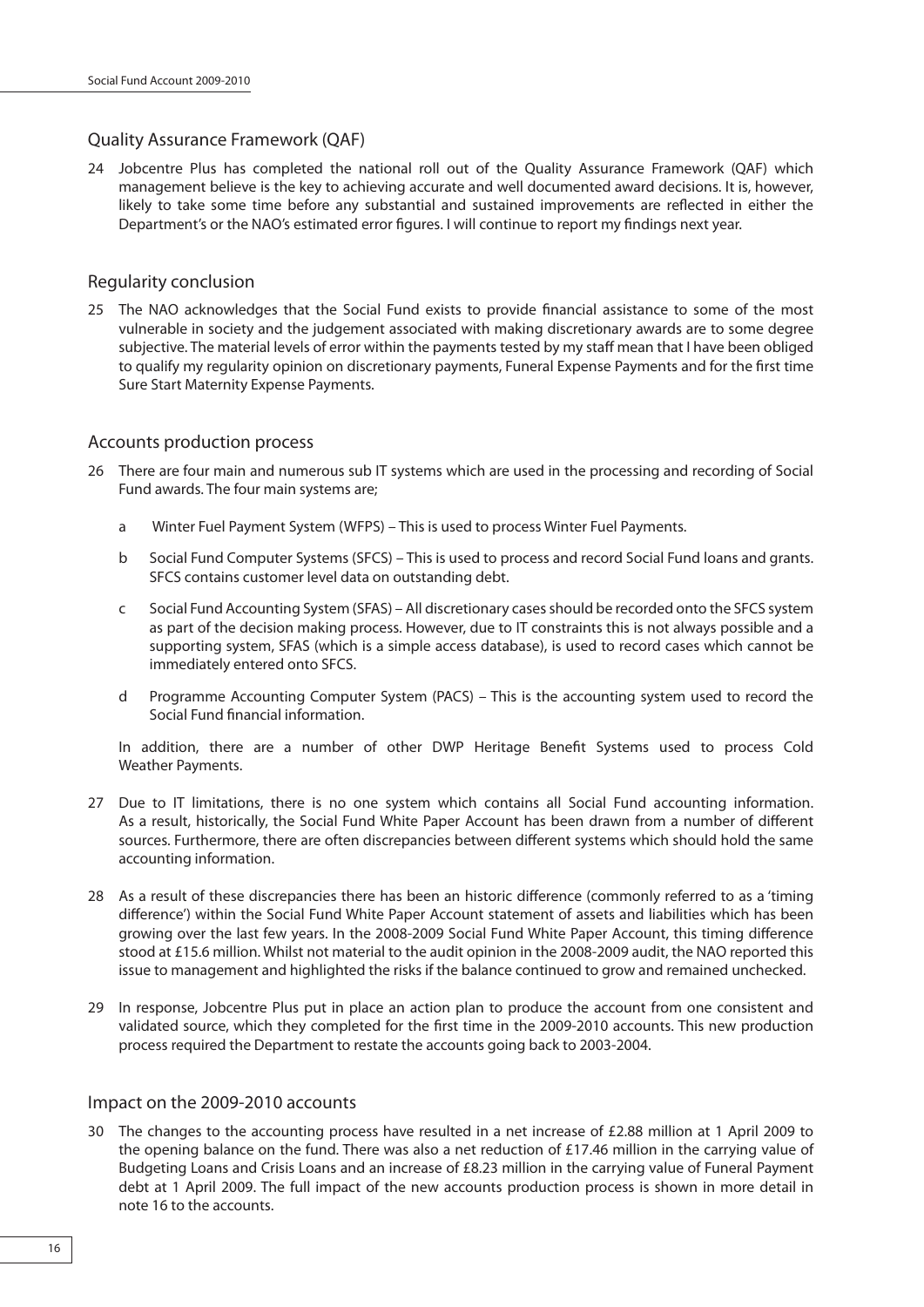## Quality Assurance Framework (QAF)

24 Jobcentre Plus has completed the national roll out of the Quality Assurance Framework (QAF) which management believe is the key to achieving accurate and well documented award decisions. It is, however, likely to take some time before any substantial and sustained improvements are reflected in either the Department's or the NAO's estimated error figures. I will continue to report my findings next year.

## Regularity conclusion

25 The NAO acknowledges that the Social Fund exists to provide financial assistance to some of the most vulnerable in society and the judgement associated with making discretionary awards are to some degree subjective. The material levels of error within the payments tested by my staff mean that I have been obliged to qualify my regularity opinion on discretionary payments, Funeral Expense Payments and for the first time Sure Start Maternity Expense Payments.

## Accounts production process

26 There are four main and numerous sub IT systems which are used in the processing and recording of Social Fund awards. The four main systems are;

a Winter Fuel Payment System (WFPS) – This is used to process Winter Fuel Payments.

b Social Fund Computer Systems (SFCS) – This is used to process and record Social Fund loans and grants. SFCS contains customer level data on outstanding debt.

c Social Fund Accounting System (SFAS) – All discretionary cases should be recorded onto the SFCS system as part of the decision making process. However, due to IT constraints this is not always possible and a supporting system, SFAS (which is a simple access database), is used to record cases which cannot be immediately entered onto SFCS.

d Programme Accounting Computer System (PACS) – This is the accounting system used to record the Social Fund financial information.

In addition, there are a number of other DWP Heritage Benefit Systems used to process Cold Weather Payments.

27 Due to IT limitations, there is no one system which contains all Social Fund accounting information. As a result, historically, the Social Fund White Paper Account has been drawn from a number of different sources. Furthermore, there are often discrepancies between different systems which should hold the same accounting information.

28 As a result of these discrepancies there has been an historic difference (commonly referred to as a 'timing difference') within the Social Fund White Paper Account statement of assets and liabilities which has been growing over the last few years. In the 2008-2009 Social Fund White Paper Account, this timing difference stood at £15.6 million. Whilst not material to the audit opinion in the 2008-2009 audit, the NAO reported this issue to management and highlighted the risks if the balance continued to grow and remained unchecked.

29 In response, Jobcentre Plus put in place an action plan to produce the account from one consistent and validated source, which they completed for the first time in the 2009-2010 accounts. This new production process required the Department to restate the accounts going back to 2003-2004.

## Impact on the 2009-2010 accounts

30 The changes to the accounting process have resulted in a net increase of £2.88 million at 1 April 2009 to the opening balance on the fund. There was also a net reduction of £17.46 million in the carrying value of Budgeting Loans and Crisis Loans and an increase of £8.23 million in the carrying value of Funeral Payment debt at 1 April 2009. The full impact of the new accounts production process is shown in more detail in note 16 to the accounts.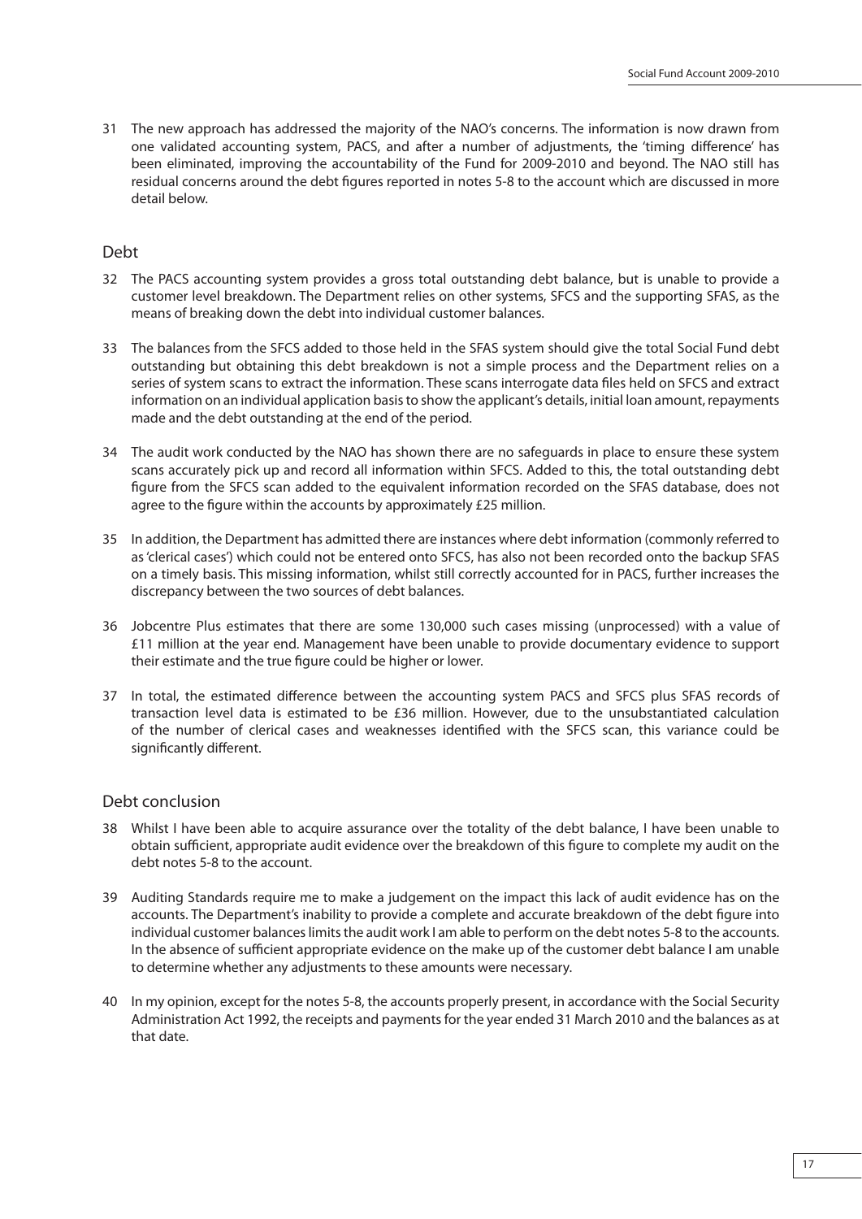31 The new approach has addressed the majority of the NAO's concerns. The information is now drawn from one validated accounting system, PACS, and after a number of adjustments, the 'timing difference' has been eliminated, improving the accountability of the Fund for 2009-2010 and beyond. The NAO still has residual concerns around the debt figures reported in notes 5-8 to the account which are discussed in more detail below.

## Debt

32 The PACS accounting system provides a gross total outstanding debt balance, but is unable to provide a customer level breakdown. The Department relies on other systems, SFCS and the supporting SFAS, as the means of breaking down the debt into individual customer balances.

33 The balances from the SFCS added to those held in the SFAS system should give the total Social Fund debt outstanding but obtaining this debt breakdown is not a simple process and the Department relies on a series of system scans to extract the information. These scans interrogate data files held on SFCS and extract information on an individual application basis to show the applicant's details, initial loan amount, repayments made and the debt outstanding at the end of the period.

34 The audit work conducted by the NAO has shown there are no safeguards in place to ensure these system scans accurately pick up and record all information within SFCS. Added to this, the total outstanding debt figure from the SFCS scan added to the equivalent information recorded on the SFAS database, does not agree to the figure within the accounts by approximately £25 million.

35 In addition, the Department has admitted there are instances where debt information (commonly referred to as 'clerical cases') which could not be entered onto SFCS, has also not been recorded onto the backup SFAS on a timely basis. This missing information, whilst still correctly accounted for in PACS, further increases the discrepancy between the two sources of debt balances.

36 Jobcentre Plus estimates that there are some 130,000 such cases missing (unprocessed) with a value of £11 million at the year end. Management have been unable to provide documentary evidence to support their estimate and the true figure could be higher or lower.

37 In total, the estimated difference between the accounting system PACS and SFCS plus SFAS records of transaction level data is estimated to be £36 million. However, due to the unsubstantiated calculation of the number of clerical cases and weaknesses identified with the SFCS scan, this variance could be significantly different.

## Debt conclusion

38 Whilst I have been able to acquire assurance over the totality of the debt balance, I have been unable to obtain sufficient, appropriate audit evidence over the breakdown of this figure to complete my audit on the debt notes 5-8 to the account.

39 Auditing Standards require me to make a judgement on the impact this lack of audit evidence has on the accounts. The Department's inability to provide a complete and accurate breakdown of the debt figure into individual customer balances limits the audit work I am able to perform on the debt notes 5-8 to the accounts. In the absence of sufficient appropriate evidence on the make up of the customer debt balance I am unable to determine whether any adjustments to these amounts were necessary.

40 In my opinion, except for the notes 5-8, the accounts properly present, in accordance with the Social Security Administration Act 1992, the receipts and payments for the year ended 31 March 2010 and the balances as at that date.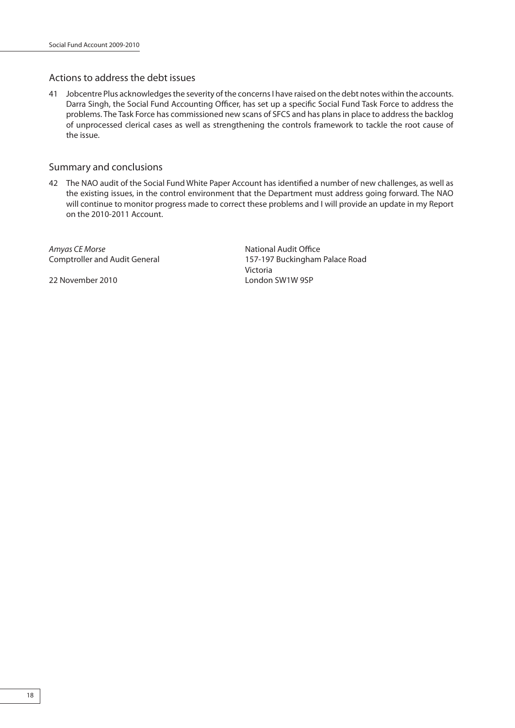## Actions to address the debt issues

41 Jobcentre Plus acknowledges the severity of the concerns I have raised on the debt notes within the accounts. Darra Singh, the Social Fund Accounting Officer, has set up a specific Social Fund Task Force to address the problems. The Task Force has commissioned new scans of SFCS and has plans in place to address the backlog of unprocessed clerical cases as well as strengthening the controls framework to tackle the root cause of the issue.

## Summary and conclusions

42 The NAO audit of the Social Fund White Paper Account has identified a number of new challenges, as well as the existing issues, in the control environment that the Department must address going forward. The NAO will continue to monitor progress made to correct these problems and I will provide an update in my Report on the 2010-2011 Account.

*Amyas CE Morse*
Comptroller and Audit General

22 November 2010

National Audit Office
157-197 Buckingham Palace Road
Victoria
London SW1W 9SP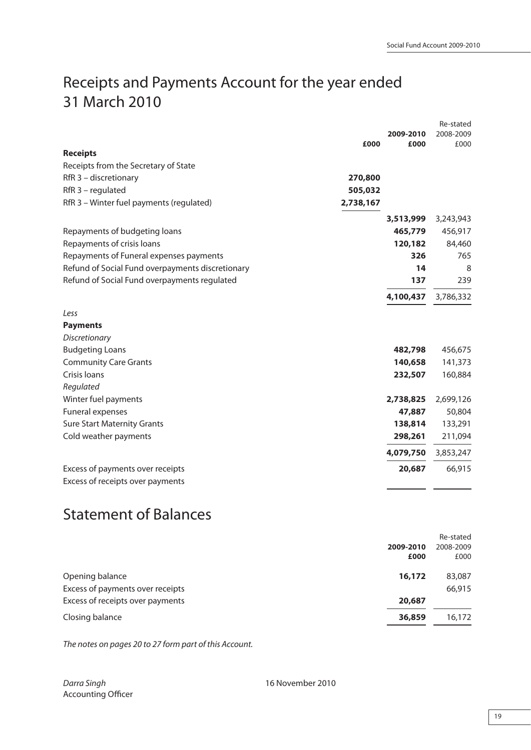# Receipts and Payments Account for the year ended 31 March 2010

| | £000 | 2009-2010 £000 | Re-stated 2008-2009 £000 |
|---|---|---|---|
| **Receipts** | | | |
| Receipts from the Secretary of State | | | |
| RfR 3 – discretionary | **270,800** | | |
| RfR 3 – regulated | **505,032** | | |
| RfR 3 – Winter fuel payments (regulated) | **2,738,167** | | |
| | | **3,513,999** | 3,243,943 |
| Repayments of budgeting loans | | **465,779** | 456,917 |
| Repayments of crisis loans | | **120,182** | 84,460 |
| Repayments of Funeral expenses payments | | **326** | 765 |
| Refund of Social Fund overpayments discretionary | | **14** | 8 |
| Refund of Social Fund overpayments regulated | | **137** | 239 |
| | | **4,100,437** | 3,786,332 |
| *Less* | | | |
| **Payments** | | | |
| *Discretionary* | | | |
| Budgeting Loans | | **482,798** | 456,675 |
| Community Care Grants | | **140,658** | 141,373 |
| Crisis loans | | **232,507** | 160,884 |
| *Regulated* | | | |
| Winter fuel payments | | **2,738,825** | 2,699,126 |
| Funeral expenses | | **47,887** | 50,804 |
| Sure Start Maternity Grants | | **138,814** | 133,291 |
| Cold weather payments | | **298,261** | 211,094 |
| | | **4,079,750** | 3,853,247 |
| Excess of payments over receipts | | **20,687** | 66,915 |
| Excess of receipts over payments | | | |

# Statement of Balances

| | 2009-2010 £000 | Re-stated 2008-2009 £000 |
|---|---|---|
| Opening balance | **16,172** | 83,087 |
| Excess of payments over receipts | | 66,915 |
| Excess of receipts over payments | **20,687** | |
| Closing balance | **36,859** | 16,172 |

*The notes on pages 20 to 27 form part of this Account.*

*Darra Singh*
Accounting Officer

16 November 2010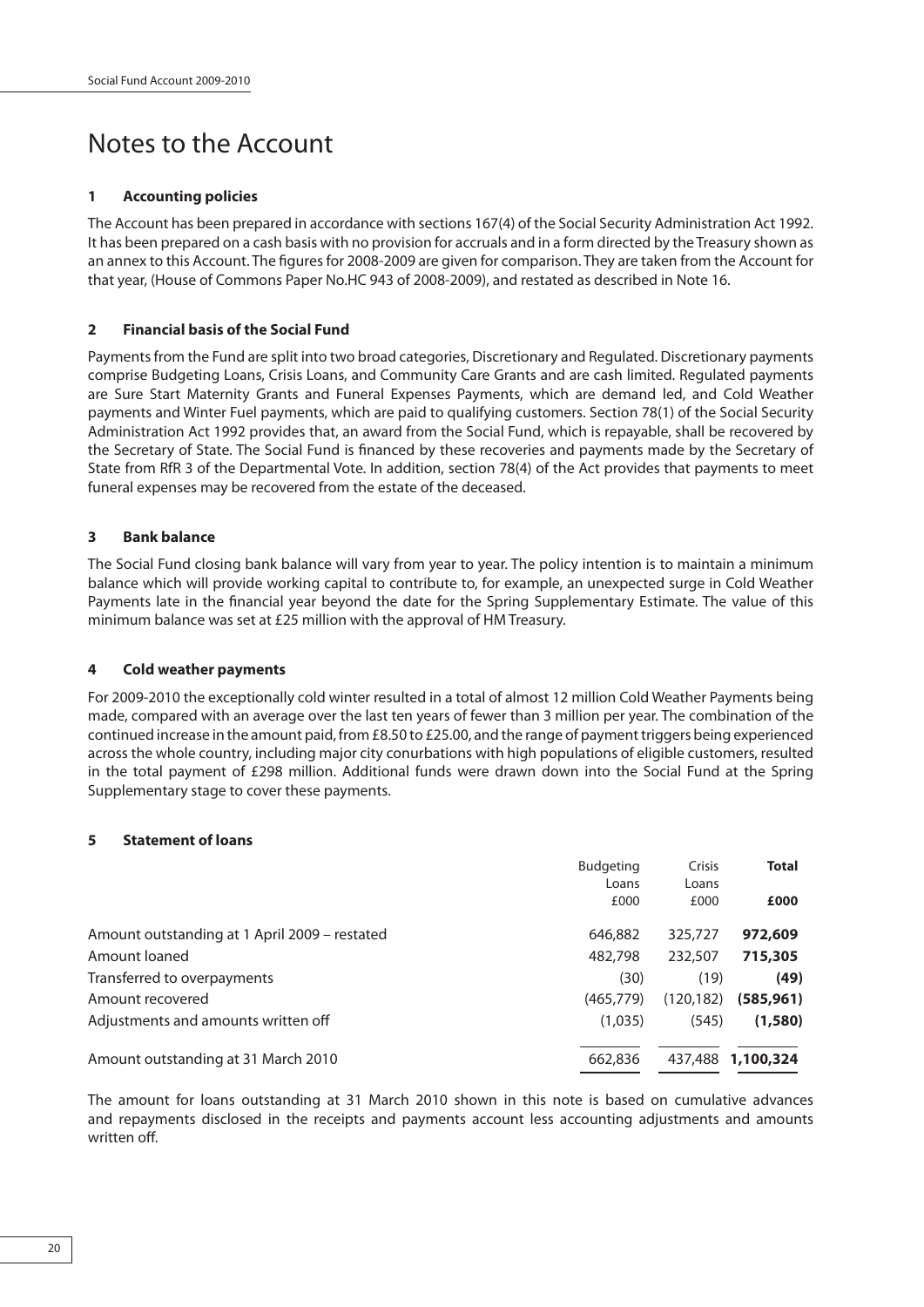# Notes to the Account

## 1 Accounting policies

The Account has been prepared in accordance with sections 167(4) of the Social Security Administration Act 1992. It has been prepared on a cash basis with no provision for accruals and in a form directed by the Treasury shown as an annex to this Account. The figures for 2008-2009 are given for comparison. They are taken from the Account for that year, (House of Commons Paper No.HC 943 of 2008-2009), and restated as described in Note 16.

## 2 Financial basis of the Social Fund

Payments from the Fund are split into two broad categories, Discretionary and Regulated. Discretionary payments comprise Budgeting Loans, Crisis Loans, and Community Care Grants and are cash limited. Regulated payments are Sure Start Maternity Grants and Funeral Expenses Payments, which are demand led, and Cold Weather payments and Winter Fuel payments, which are paid to qualifying customers. Section 78(1) of the Social Security Administration Act 1992 provides that, an award from the Social Fund, which is repayable, shall be recovered by the Secretary of State. The Social Fund is financed by these recoveries and payments made by the Secretary of State from RfR 3 of the Departmental Vote. In addition, section 78(4) of the Act provides that payments to meet funeral expenses may be recovered from the estate of the deceased.

## 3 Bank balance

The Social Fund closing bank balance will vary from year to year. The policy intention is to maintain a minimum balance which will provide working capital to contribute to, for example, an unexpected surge in Cold Weather Payments late in the financial year beyond the date for the Spring Supplementary Estimate. The value of this minimum balance was set at £25 million with the approval of HM Treasury.

## 4 Cold weather payments

For 2009-2010 the exceptionally cold winter resulted in a total of almost 12 million Cold Weather Payments being made, compared with an average over the last ten years of fewer than 3 million per year. The combination of the continued increase in the amount paid, from £8.50 to £25.00, and the range of payment triggers being experienced across the whole country, including major city conurbations with high populations of eligible customers, resulted in the total payment of £298 million. Additional funds were drawn down into the Social Fund at the Spring Supplementary stage to cover these payments.

## 5 Statement of loans

| | Budgeting Loans £000 | Crisis Loans £000 | **Total £000** |
|---|---|---|---|
| Amount outstanding at 1 April 2009 – restated | 646,882 | 325,727 | **972,609** |
| Amount loaned | 482,798 | 232,507 | **715,305** |
| Transferred to overpayments | (30) | (19) | **(49)** |
| Amount recovered | (465,779) | (120,182) | **(585,961)** |
| Adjustments and amounts written off | (1,035) | (545) | **(1,580)** |
| Amount outstanding at 31 March 2010 | 662,836 | 437,488 | **1,100,324** |

The amount for loans outstanding at 31 March 2010 shown in this note is based on cumulative advances and repayments disclosed in the receipts and payments account less accounting adjustments and amounts written off.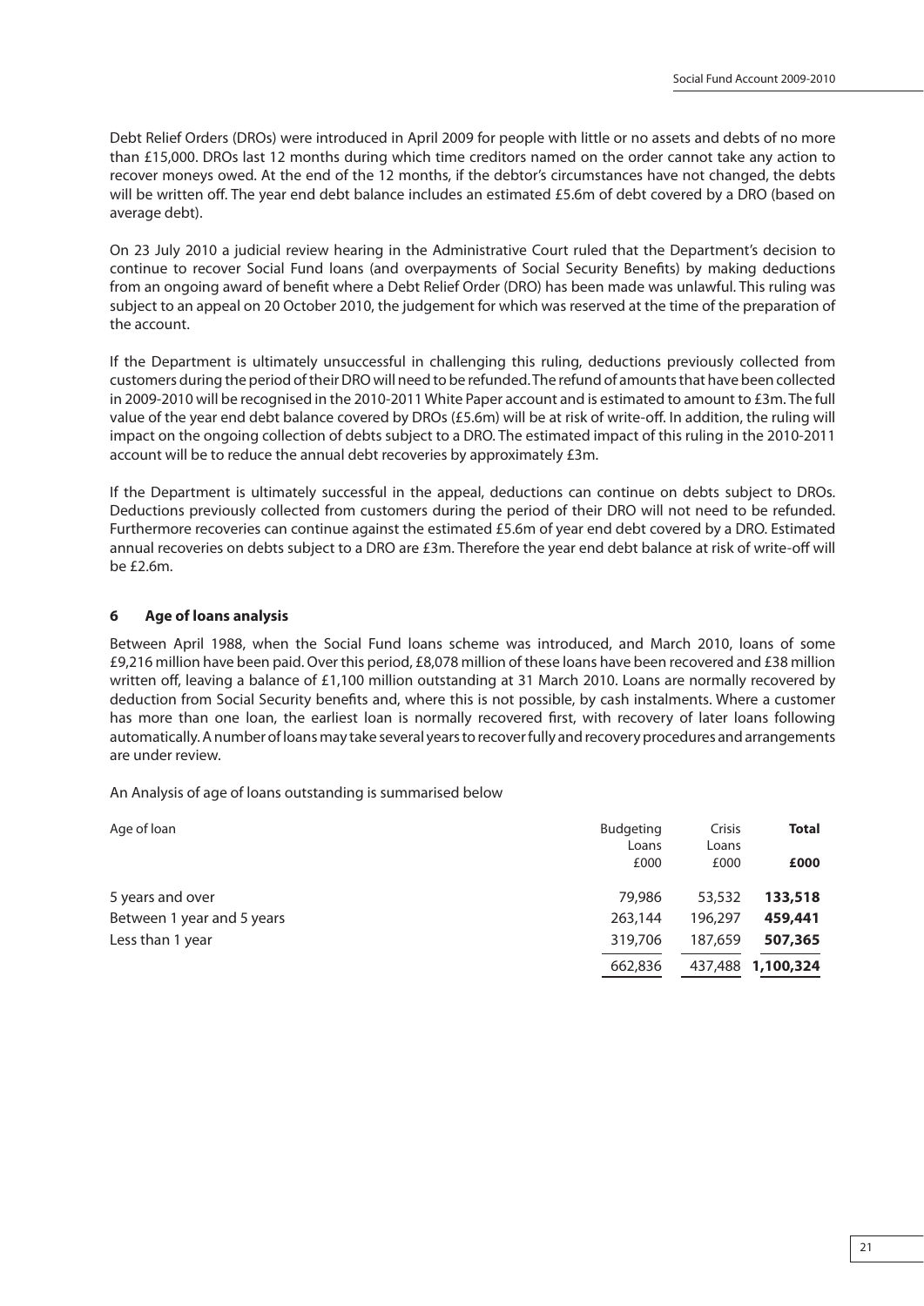Debt Relief Orders (DROs) were introduced in April 2009 for people with little or no assets and debts of no more than £15,000. DROs last 12 months during which time creditors named on the order cannot take any action to recover moneys owed. At the end of the 12 months, if the debtor's circumstances have not changed, the debts will be written off. The year end debt balance includes an estimated £5.6m of debt covered by a DRO (based on average debt).

On 23 July 2010 a judicial review hearing in the Administrative Court ruled that the Department's decision to continue to recover Social Fund loans (and overpayments of Social Security Benefits) by making deductions from an ongoing award of benefit where a Debt Relief Order (DRO) has been made was unlawful. This ruling was subject to an appeal on 20 October 2010, the judgement for which was reserved at the time of the preparation of the account.

If the Department is ultimately unsuccessful in challenging this ruling, deductions previously collected from customers during the period of their DRO will need to be refunded. The refund of amounts that have been collected in 2009-2010 will be recognised in the 2010-2011 White Paper account and is estimated to amount to £3m. The full value of the year end debt balance covered by DROs (£5.6m) will be at risk of write-off. In addition, the ruling will impact on the ongoing collection of debts subject to a DRO. The estimated impact of this ruling in the 2010-2011 account will be to reduce the annual debt recoveries by approximately £3m.

If the Department is ultimately successful in the appeal, deductions can continue on debts subject to DROs. Deductions previously collected from customers during the period of their DRO will not need to be refunded. Furthermore recoveries can continue against the estimated £5.6m of year end debt covered by a DRO. Estimated annual recoveries on debts subject to a DRO are £3m. Therefore the year end debt balance at risk of write-off will be £2.6m.

## 6 Age of loans analysis

Between April 1988, when the Social Fund loans scheme was introduced, and March 2010, loans of some £9,216 million have been paid. Over this period, £8,078 million of these loans have been recovered and £38 million written off, leaving a balance of £1,100 million outstanding at 31 March 2010. Loans are normally recovered by deduction from Social Security benefits and, where this is not possible, by cash instalments. Where a customer has more than one loan, the earliest loan is normally recovered first, with recovery of later loans following automatically. A number of loans may take several years to recover fully and recovery procedures and arrangements are under review.

An Analysis of age of loans outstanding is summarised below

| Age of loan | Budgeting Loans £000 | Crisis Loans £000 | **Total £000** |
|---|---|---|---|
| 5 years and over | 79,986 | 53,532 | **133,518** |
| Between 1 year and 5 years | 263,144 | 196,297 | **459,441** |
| Less than 1 year | 319,706 | 187,659 | **507,365** |
| | 662,836 | 437,488 | **1,100,324** |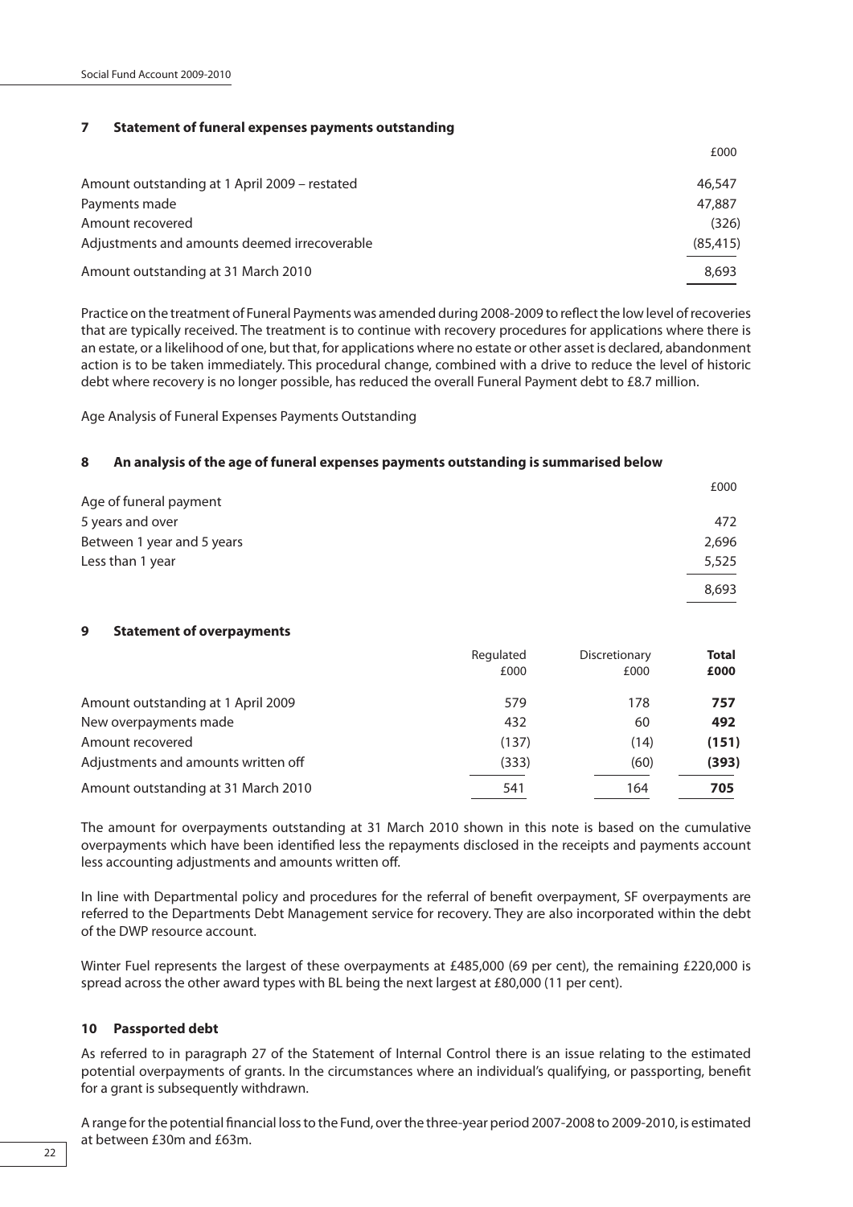## 7 Statement of funeral expenses payments outstanding

| | £000 |
|---|---|
| Amount outstanding at 1 April 2009 – restated | 46,547 |
| Payments made | 47,887 |
| Amount recovered | (326) |
| Adjustments and amounts deemed irrecoverable | (85,415) |
| Amount outstanding at 31 March 2010 | 8,693 |

Practice on the treatment of Funeral Payments was amended during 2008-2009 to reflect the low level of recoveries that are typically received. The treatment is to continue with recovery procedures for applications where there is an estate, or a likelihood of one, but that, for applications where no estate or other asset is declared, abandonment action is to be taken immediately. This procedural change, combined with a drive to reduce the level of historic debt where recovery is no longer possible, has reduced the overall Funeral Payment debt to £8.7 million.

Age Analysis of Funeral Expenses Payments Outstanding

## 8 An analysis of the age of funeral expenses payments outstanding is summarised below

| Age of funeral payment | £000 |
|---|---|
| 5 years and over | 472 |
| Between 1 year and 5 years | 2,696 |
| Less than 1 year | 5,525 |
| | 8,693 |

## 9 Statement of overpayments

| | Regulated £000 | Discretionary £000 | **Total £000** |
|---|---|---|---|
| Amount outstanding at 1 April 2009 | 579 | 178 | **757** |
| New overpayments made | 432 | 60 | **492** |
| Amount recovered | (137) | (14) | **(151)** |
| Adjustments and amounts written off | (333) | (60) | **(393)** |
| Amount outstanding at 31 March 2010 | 541 | 164 | **705** |

The amount for overpayments outstanding at 31 March 2010 shown in this note is based on the cumulative overpayments which have been identified less the repayments disclosed in the receipts and payments account less accounting adjustments and amounts written off.

In line with Departmental policy and procedures for the referral of benefit overpayment, SF overpayments are referred to the Departments Debt Management service for recovery. They are also incorporated within the debt of the DWP resource account.

Winter Fuel represents the largest of these overpayments at £485,000 (69 per cent), the remaining £220,000 is spread across the other award types with BL being the next largest at £80,000 (11 per cent).

## 10 Passported debt

As referred to in paragraph 27 of the Statement of Internal Control there is an issue relating to the estimated potential overpayments of grants. In the circumstances where an individual's qualifying, or passporting, benefit for a grant is subsequently withdrawn.

A range for the potential financial loss to the Fund, over the three-year period 2007-2008 to 2009-2010, is estimated at between £30m and £63m.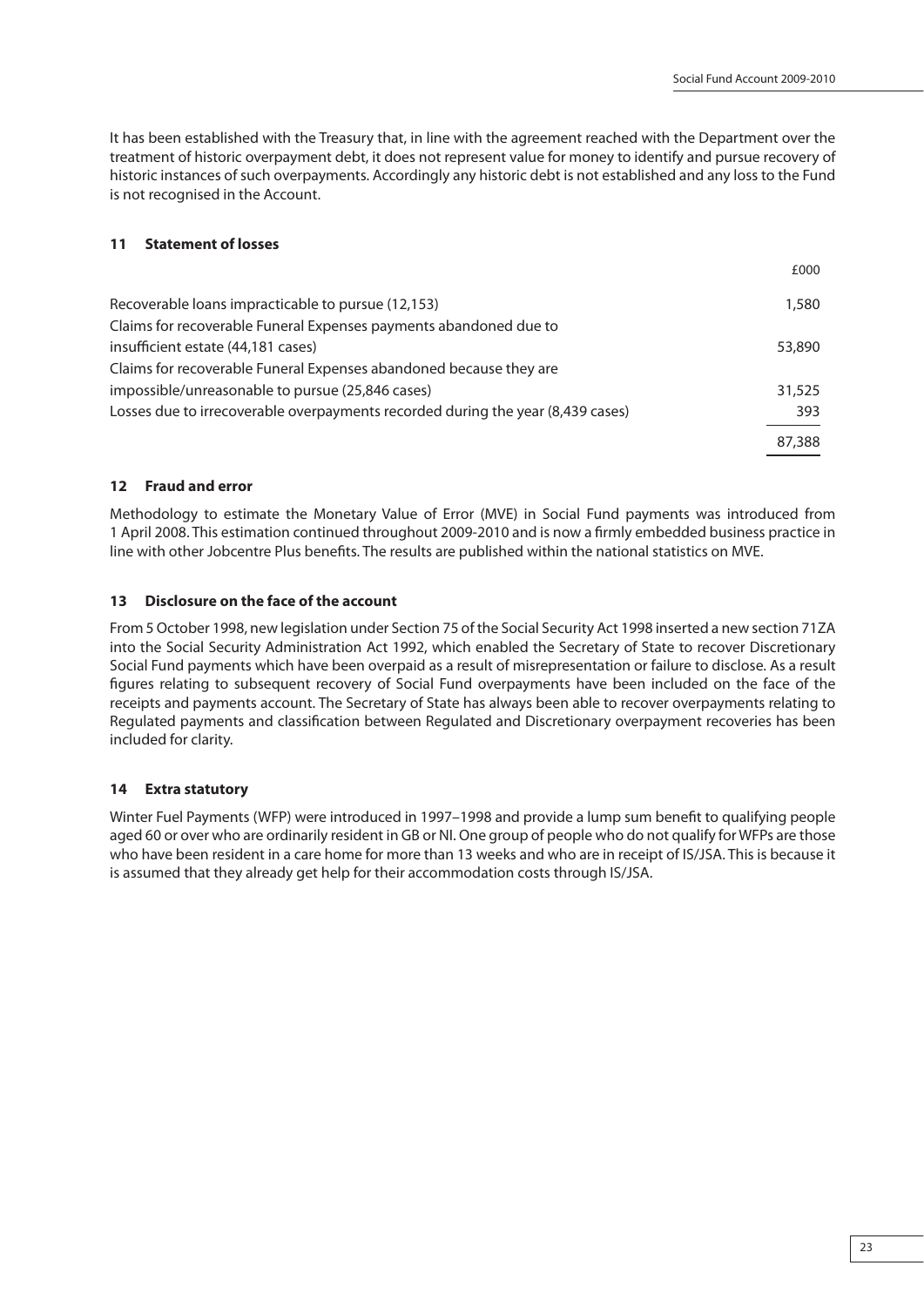It has been established with the Treasury that, in line with the agreement reached with the Department over the treatment of historic overpayment debt, it does not represent value for money to identify and pursue recovery of historic instances of such overpayments. Accordingly any historic debt is not established and any loss to the Fund is not recognised in the Account.

## 11 Statement of losses

| | £000 |
|---|---|
| Recoverable loans impracticable to pursue (12,153) | 1,580 |
| Claims for recoverable Funeral Expenses payments abandoned due to insufficient estate (44,181 cases) | 53,890 |
| Claims for recoverable Funeral Expenses abandoned because they are impossible/unreasonable to pursue (25,846 cases) | 31,525 |
| Losses due to irrecoverable overpayments recorded during the year (8,439 cases) | 393 |
| | 87,388 |

## 12 Fraud and error

Methodology to estimate the Monetary Value of Error (MVE) in Social Fund payments was introduced from 1 April 2008. This estimation continued throughout 2009-2010 and is now a firmly embedded business practice in line with other Jobcentre Plus benefits. The results are published within the national statistics on MVE.

## 13 Disclosure on the face of the account

From 5 October 1998, new legislation under Section 75 of the Social Security Act 1998 inserted a new section 71ZA into the Social Security Administration Act 1992, which enabled the Secretary of State to recover Discretionary Social Fund payments which have been overpaid as a result of misrepresentation or failure to disclose. As a result figures relating to subsequent recovery of Social Fund overpayments have been included on the face of the receipts and payments account. The Secretary of State has always been able to recover overpayments relating to Regulated payments and classification between Regulated and Discretionary overpayment recoveries has been included for clarity.

## 14 Extra statutory

Winter Fuel Payments (WFP) were introduced in 1997–1998 and provide a lump sum benefit to qualifying people aged 60 or over who are ordinarily resident in GB or NI. One group of people who do not qualify for WFPs are those who have been resident in a care home for more than 13 weeks and who are in receipt of IS/JSA. This is because it is assumed that they already get help for their accommodation costs through IS/JSA.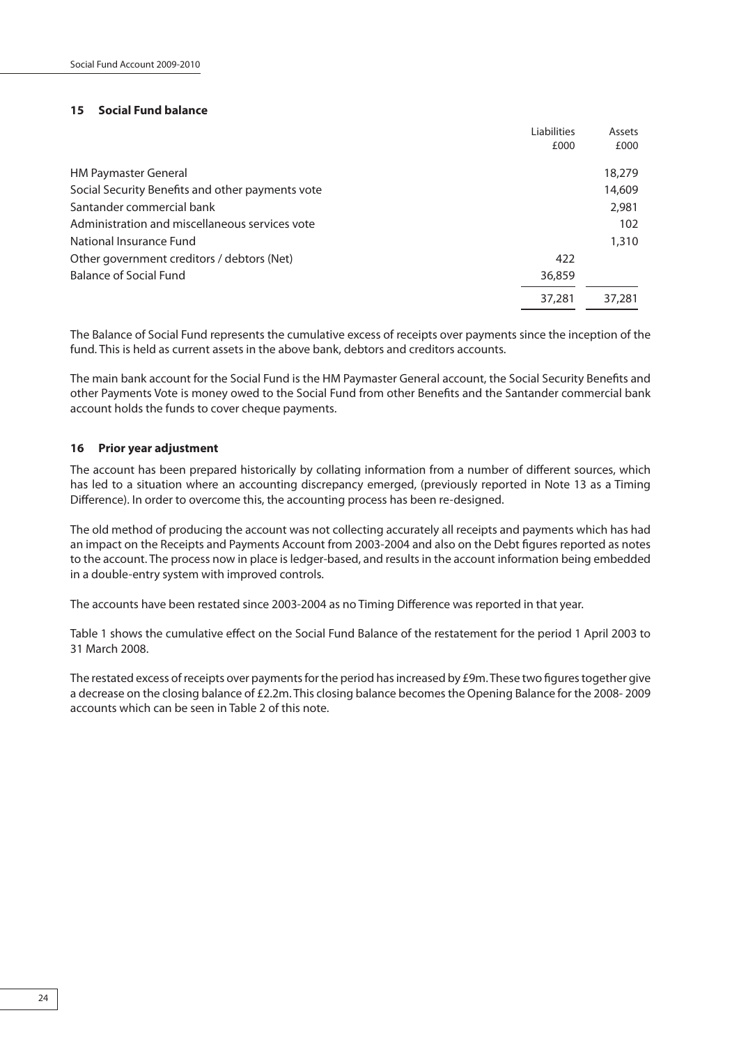## 15 Social Fund balance

| | Liabilities £000 | Assets £000 |
|---|---|---|
| HM Paymaster General | | 18,279 |
| Social Security Benefits and other payments vote | | 14,609 |
| Santander commercial bank | | 2,981 |
| Administration and miscellaneous services vote | | 102 |
| National Insurance Fund | | 1,310 |
| Other government creditors / debtors (Net) | 422 | |
| Balance of Social Fund | 36,859 | |
| | 37,281 | 37,281 |

The Balance of Social Fund represents the cumulative excess of receipts over payments since the inception of the fund. This is held as current assets in the above bank, debtors and creditors accounts.

The main bank account for the Social Fund is the HM Paymaster General account, the Social Security Benefits and other Payments Vote is money owed to the Social Fund from other Benefits and the Santander commercial bank account holds the funds to cover cheque payments.

## 16 Prior year adjustment

The account has been prepared historically by collating information from a number of different sources, which has led to a situation where an accounting discrepancy emerged, (previously reported in Note 13 as a Timing Difference). In order to overcome this, the accounting process has been re-designed.

The old method of producing the account was not collecting accurately all receipts and payments which has had an impact on the Receipts and Payments Account from 2003-2004 and also on the Debt figures reported as notes to the account. The process now in place is ledger-based, and results in the account information being embedded in a double-entry system with improved controls.

The accounts have been restated since 2003-2004 as no Timing Difference was reported in that year.

Table 1 shows the cumulative effect on the Social Fund Balance of the restatement for the period 1 April 2003 to 31 March 2008.

The restated excess of receipts over payments for the period has increased by £9m. These two figures together give a decrease on the closing balance of £2.2m. This closing balance becomes the Opening Balance for the 2008- 2009 accounts which can be seen in Table 2 of this note.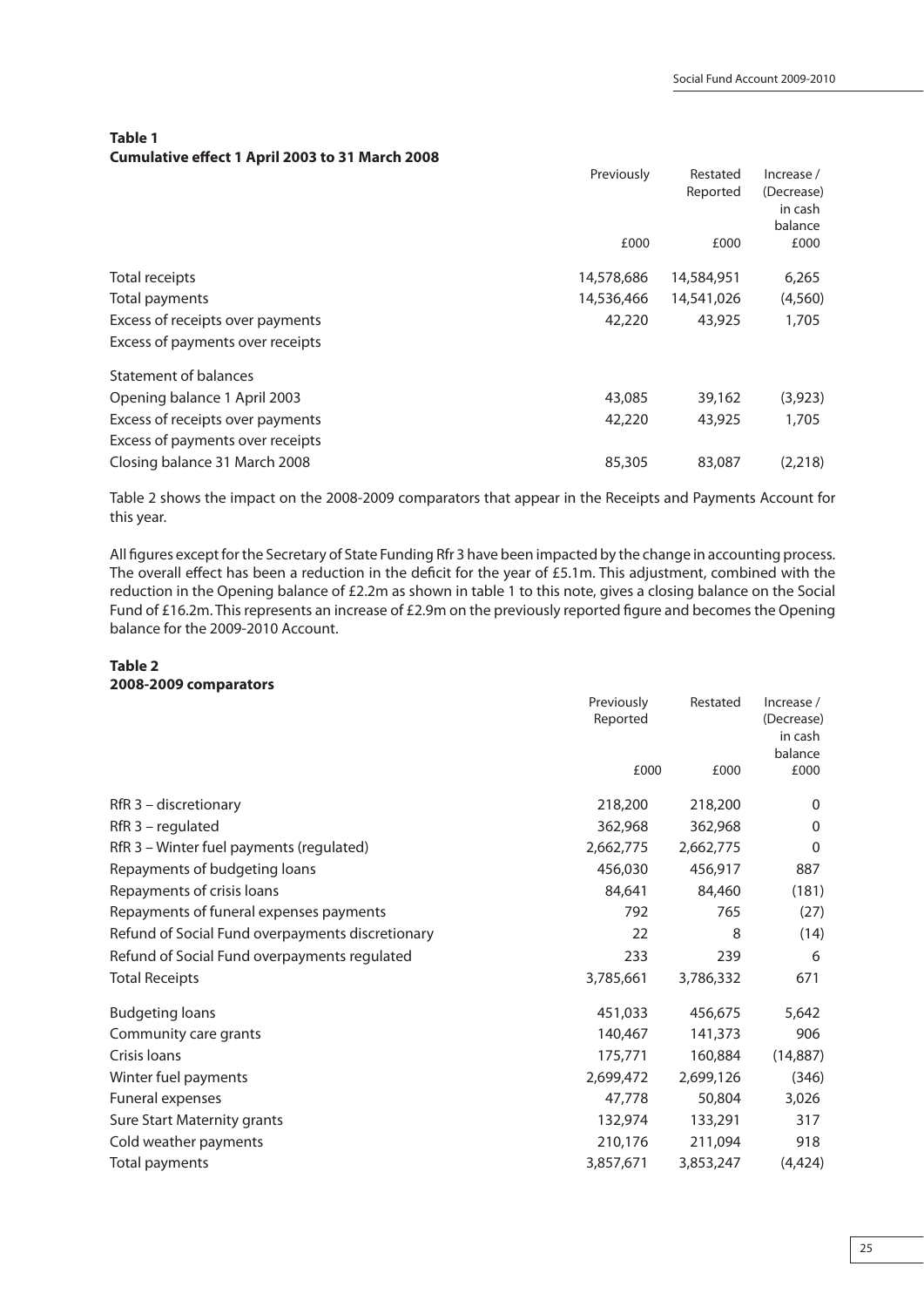**Table 1**
**Cumulative effect 1 April 2003 to 31 March 2008**

| | Previously | Restated Reported | Increase / (Decrease) in cash balance |
|---|---|---|---|
| | £000 | £000 | £000 |
| Total receipts | 14,578,686 | 14,584,951 | 6,265 |
| Total payments | 14,536,466 | 14,541,026 | (4,560) |
| Excess of receipts over payments | 42,220 | 43,925 | 1,705 |
| Excess of payments over receipts | | | |
| Statement of balances | | | |
| Opening balance 1 April 2003 | 43,085 | 39,162 | (3,923) |
| Excess of receipts over payments | 42,220 | 43,925 | 1,705 |
| Excess of payments over receipts | | | |
| Closing balance 31 March 2008 | 85,305 | 83,087 | (2,218) |

Table 2 shows the impact on the 2008-2009 comparators that appear in the Receipts and Payments Account for this year.

All figures except for the Secretary of State Funding Rfr 3 have been impacted by the change in accounting process. The overall effect has been a reduction in the deficit for the year of £5.1m. This adjustment, combined with the reduction in the Opening balance of £2.2m as shown in table 1 to this note, gives a closing balance on the Social Fund of £16.2m. This represents an increase of £2.9m on the previously reported figure and becomes the Opening balance for the 2009-2010 Account.

**Table 2**
**2008-2009 comparators**

| | Previously Reported | Restated | Increase / (Decrease) in cash balance |
|---|---|---|---|
| | £000 | £000 | £000 |
| RfR 3 – discretionary | 218,200 | 218,200 | 0 |
| RfR 3 – regulated | 362,968 | 362,968 | 0 |
| RfR 3 – Winter fuel payments (regulated) | 2,662,775 | 2,662,775 | 0 |
| Repayments of budgeting loans | 456,030 | 456,917 | 887 |
| Repayments of crisis loans | 84,641 | 84,460 | (181) |
| Repayments of funeral expenses payments | 792 | 765 | (27) |
| Refund of Social Fund overpayments discretionary | 22 | 8 | (14) |
| Refund of Social Fund overpayments regulated | 233 | 239 | 6 |
| Total Receipts | 3,785,661 | 3,786,332 | 671 |
| Budgeting loans | 451,033 | 456,675 | 5,642 |
| Community care grants | 140,467 | 141,373 | 906 |
| Crisis loans | 175,771 | 160,884 | (14,887) |
| Winter fuel payments | 2,699,472 | 2,699,126 | (346) |
| Funeral expenses | 47,778 | 50,804 | 3,026 |
| Sure Start Maternity grants | 132,974 | 133,291 | 317 |
| Cold weather payments | 210,176 | 211,094 | 918 |
| Total payments | 3,857,671 | 3,853,247 | (4,424) |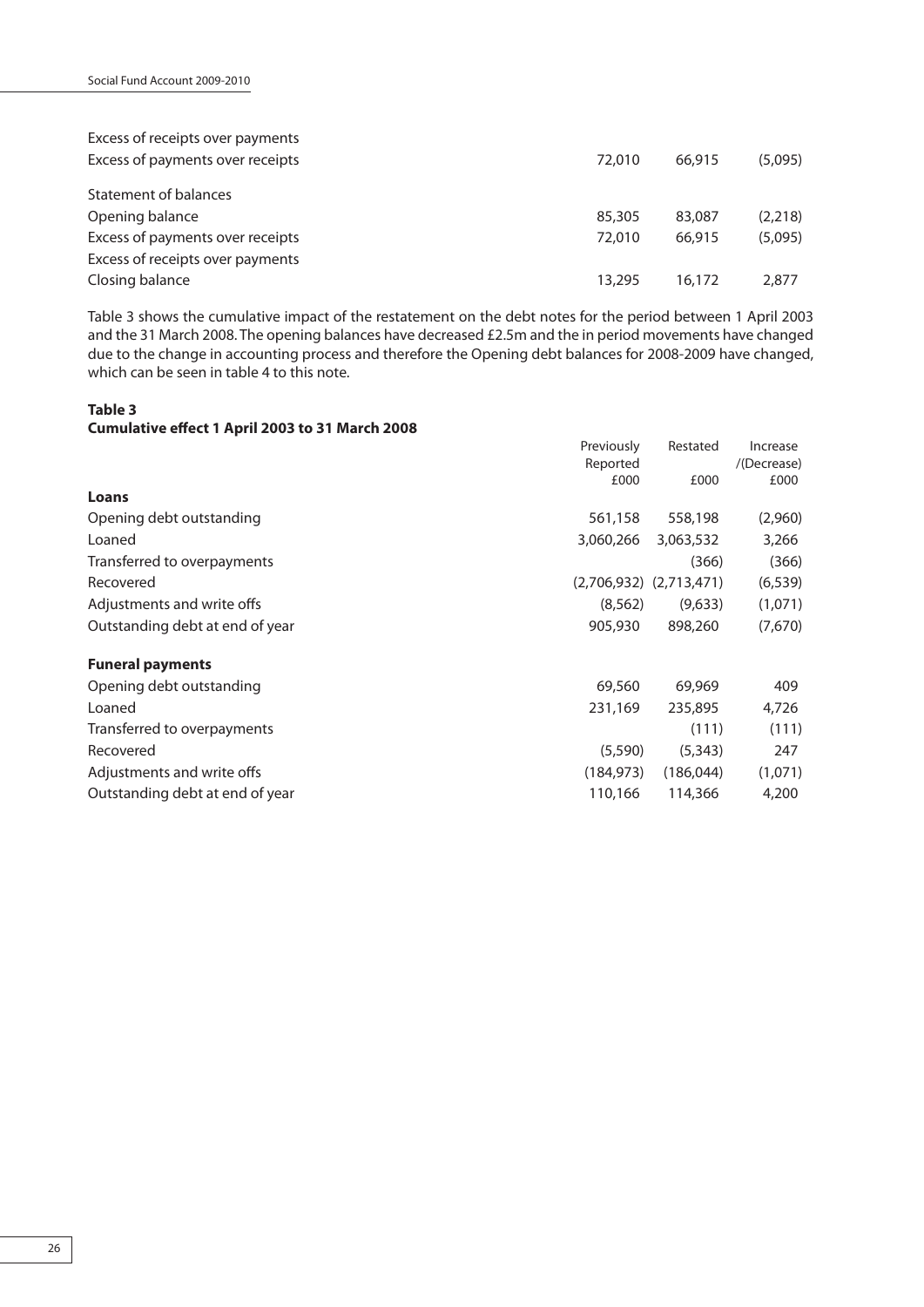| | | | |
|---|---|---|---|
| Excess of receipts over payments | | | |
| Excess of payments over receipts | 72,010 | 66,915 | (5,095) |
| Statement of balances | | | |
| Opening balance | 85,305 | 83,087 | (2,218) |
| Excess of payments over receipts | 72,010 | 66,915 | (5,095) |
| Excess of receipts over payments | | | |
| Closing balance | 13,295 | 16,172 | 2,877 |

Table 3 shows the cumulative impact of the restatement on the debt notes for the period between 1 April 2003 and the 31 March 2008. The opening balances have decreased £2.5m and the in period movements have changed due to the change in accounting process and therefore the Opening debt balances for 2008-2009 have changed, which can be seen in table 4 to this note.

**Table 3**
**Cumulative effect 1 April 2003 to 31 March 2008**

| | Previously Reported £000 | Restated £000 | Increase /(Decrease) £000 |
|---|---|---|---|
| **Loans** | | | |
| Opening debt outstanding | 561,158 | 558,198 | (2,960) |
| Loaned | 3,060,266 | 3,063,532 | 3,266 |
| Transferred to overpayments | | (366) | (366) |
| Recovered | (2,706,932) | (2,713,471) | (6,539) |
| Adjustments and write offs | (8,562) | (9,633) | (1,071) |
| Outstanding debt at end of year | 905,930 | 898,260 | (7,670) |
| **Funeral payments** | | | |
| Opening debt outstanding | 69,560 | 69,969 | 409 |
| Loaned | 231,169 | 235,895 | 4,726 |
| Transferred to overpayments | | (111) | (111) |
| Recovered | (5,590) | (5,343) | 247 |
| Adjustments and write offs | (184,973) | (186,044) | (1,071) |
| Outstanding debt at end of year | 110,166 | 114,366 | 4,200 |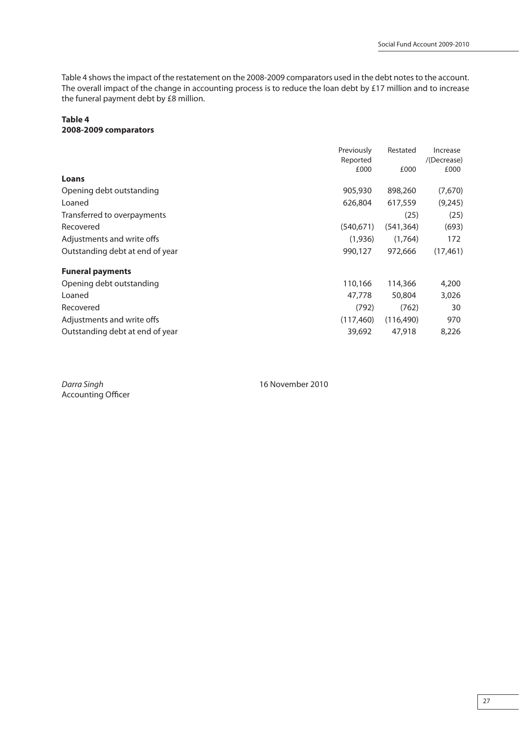Table 4 shows the impact of the restatement on the 2008-2009 comparators used in the debt notes to the account. The overall impact of the change in accounting process is to reduce the loan debt by £17 million and to increase the funeral payment debt by £8 million.

**Table 4**
**2008-2009 comparators**

| | Previously Reported £000 | Restated £000 | Increase /(Decrease) £000 |
|---|---|---|---|
| **Loans** | | | |
| Opening debt outstanding | 905,930 | 898,260 | (7,670) |
| Loaned | 626,804 | 617,559 | (9,245) |
| Transferred to overpayments | | (25) | (25) |
| Recovered | (540,671) | (541,364) | (693) |
| Adjustments and write offs | (1,936) | (1,764) | 172 |
| Outstanding debt at end of year | 990,127 | 972,666 | (17,461) |
| **Funeral payments** | | | |
| Opening debt outstanding | 110,166 | 114,366 | 4,200 |
| Loaned | 47,778 | 50,804 | 3,026 |
| Recovered | (792) | (762) | 30 |
| Adjustments and write offs | (117,460) | (116,490) | 970 |
| Outstanding debt at end of year | 39,692 | 47,918 | 8,226 |

*Darra Singh*
Accounting Officer

16 November 2010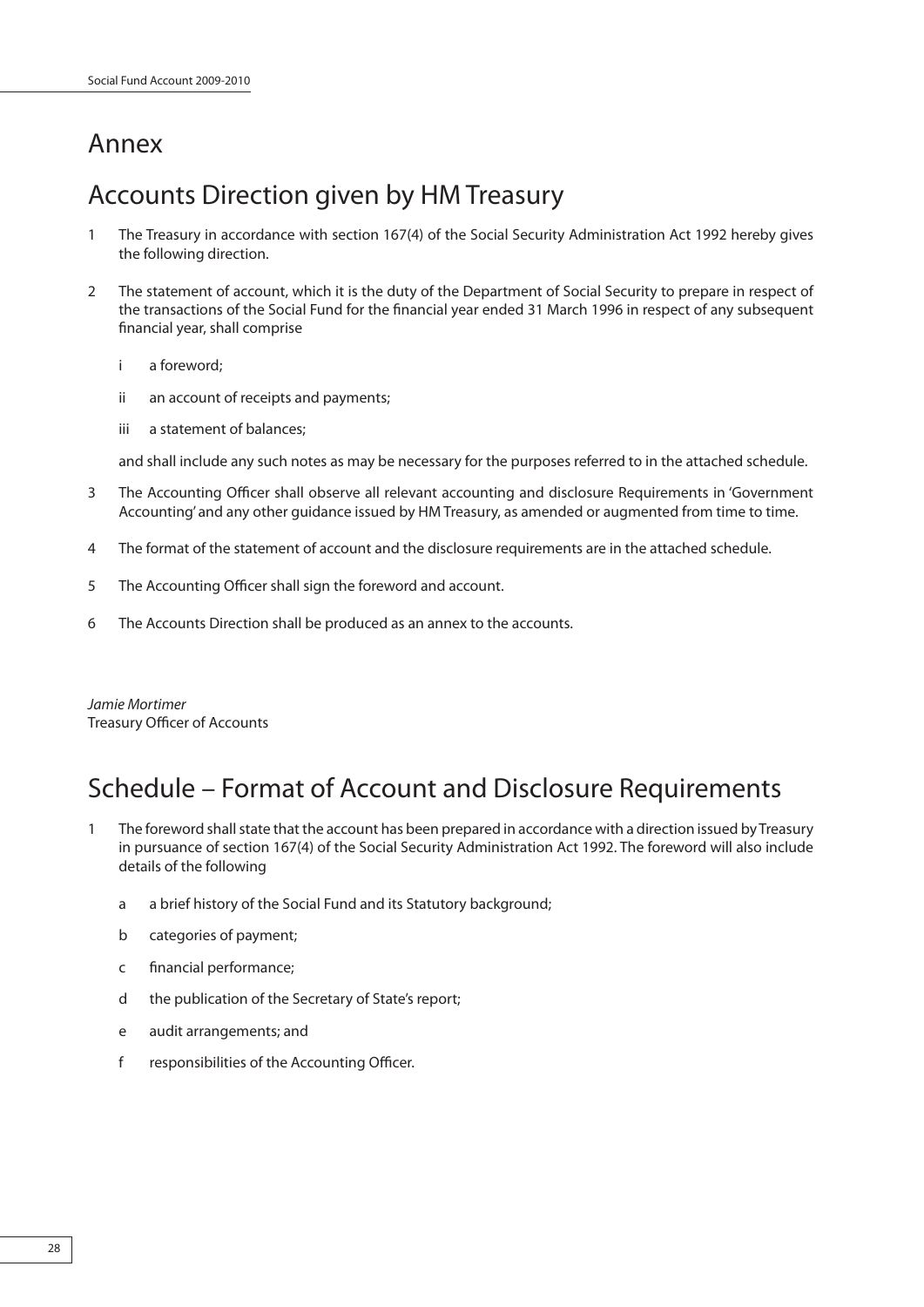# Annex

# Accounts Direction given by HM Treasury

1 The Treasury in accordance with section 167(4) of the Social Security Administration Act 1992 hereby gives the following direction.

2 The statement of account, which it is the duty of the Department of Social Security to prepare in respect of the transactions of the Social Fund for the financial year ended 31 March 1996 in respect of any subsequent financial year, shall comprise

   i a foreword;

   ii an account of receipts and payments;

   iii a statement of balances;

   and shall include any such notes as may be necessary for the purposes referred to in the attached schedule.

3 The Accounting Officer shall observe all relevant accounting and disclosure Requirements in 'Government Accounting' and any other guidance issued by HM Treasury, as amended or augmented from time to time.

4 The format of the statement of account and the disclosure requirements are in the attached schedule.

5 The Accounting Officer shall sign the foreword and account.

6 The Accounts Direction shall be produced as an annex to the accounts.

*Jamie Mortimer*
Treasury Officer of Accounts

# Schedule – Format of Account and Disclosure Requirements

1 The foreword shall state that the account has been prepared in accordance with a direction issued by Treasury in pursuance of section 167(4) of the Social Security Administration Act 1992. The foreword will also include details of the following

   a a brief history of the Social Fund and its Statutory background;

   b categories of payment;

   c financial performance;

   d the publication of the Secretary of State's report;

   e audit arrangements; and

   f responsibilities of the Accounting Officer.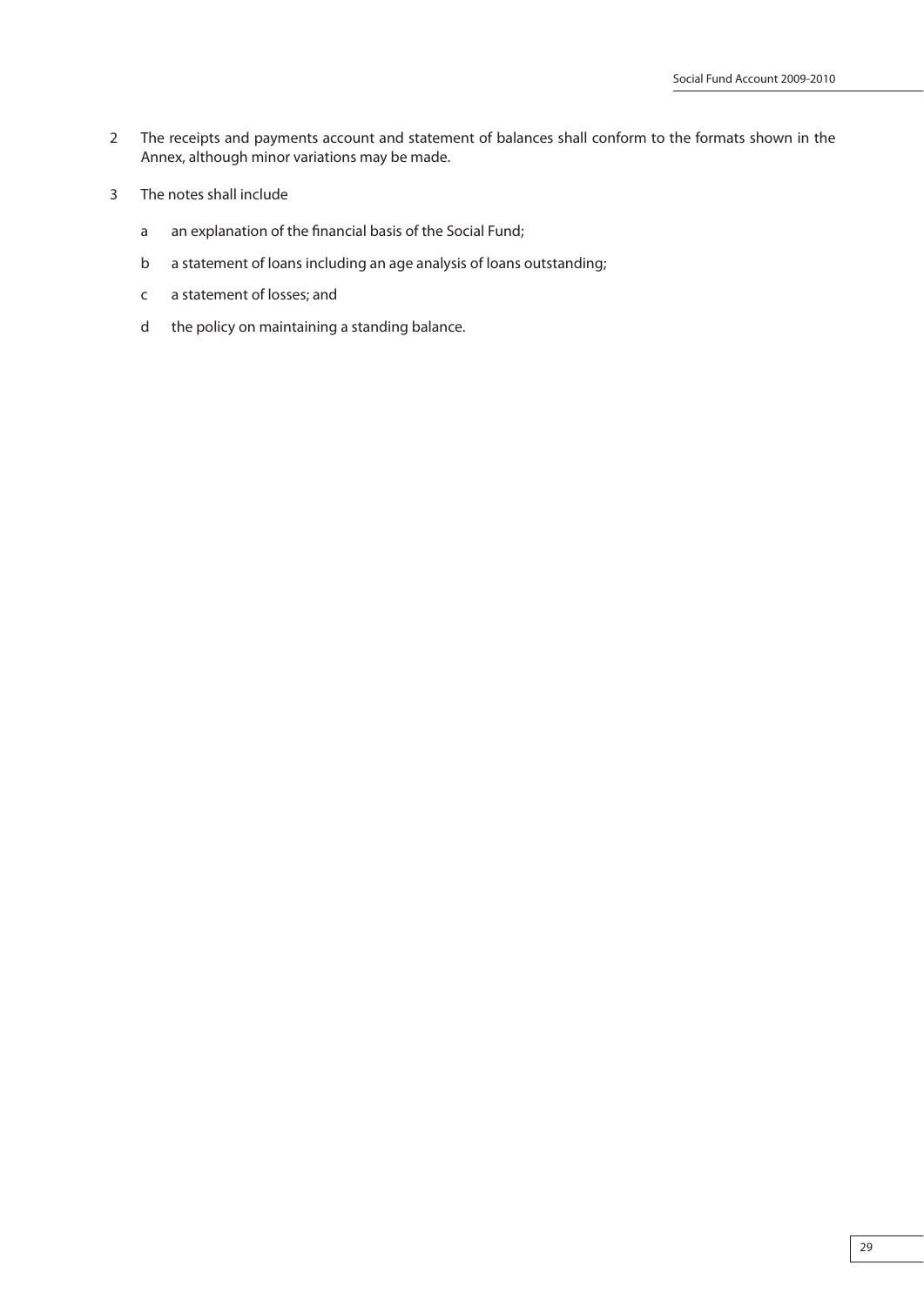2 The receipts and payments account and statement of balances shall conform to the formats shown in the Annex, although minor variations may be made.

3 The notes shall include

   a an explanation of the financial basis of the Social Fund;

   b a statement of loans including an age analysis of loans outstanding;

   c a statement of losses; and

   d the policy on maintaining a standing balance.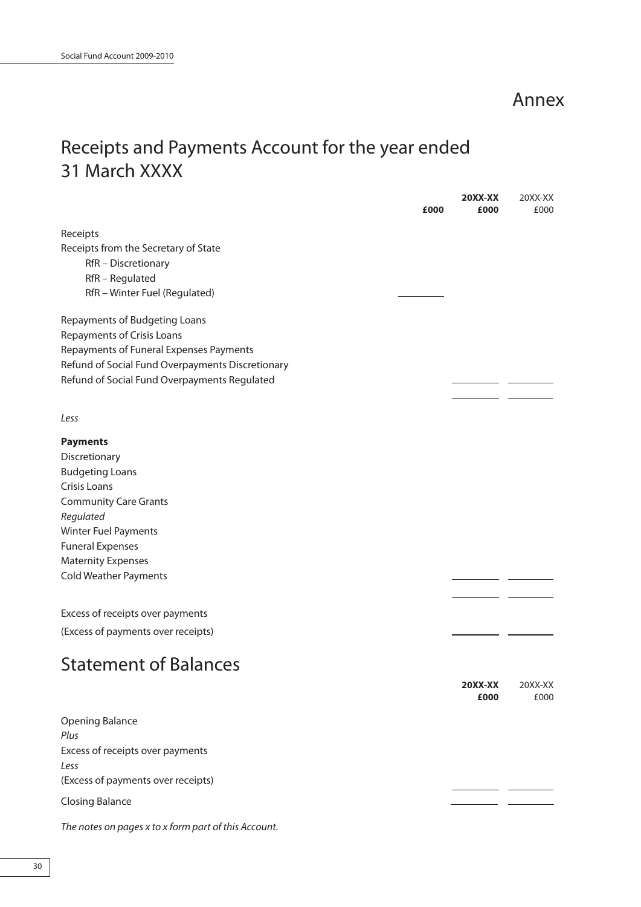# Annex

## Receipts and Payments Account for the year ended 31 March XXXX

| | £000 | **20XX-XX** **£000** | 20XX-XX £000 |
|---|---|---|---|
| Receipts | | | |
| Receipts from the Secretary of State | | | |
| RfR – Discretionary | | | |
| RfR – Regulated | | | |
| RfR – Winter Fuel (Regulated) | | | |
| Repayments of Budgeting Loans | | | |
| Repayments of Crisis Loans | | | |
| Repayments of Funeral Expenses Payments | | | |
| Refund of Social Fund Overpayments Discretionary | | | |
| Refund of Social Fund Overpayments Regulated | | | |
| *Less* | | | |
| **Payments** | | | |
| Discretionary | | | |
| Budgeting Loans | | | |
| Crisis Loans | | | |
| Community Care Grants | | | |
| *Regulated* | | | |
| Winter Fuel Payments | | | |
| Funeral Expenses | | | |
| Maternity Expenses | | | |
| Cold Weather Payments | | | |
| Excess of receipts over payments | | | |
| (Excess of payments over receipts) | | | |

## Statement of Balances

| | **20XX-XX** **£000** | 20XX-XX £000 |
|---|---|---|
| Opening Balance | | |
| *Plus* | | |
| Excess of receipts over payments | | |
| *Less* | | |
| (Excess of payments over receipts) | | |
| Closing Balance | | |

*The notes on pages x to x form part of this Account.*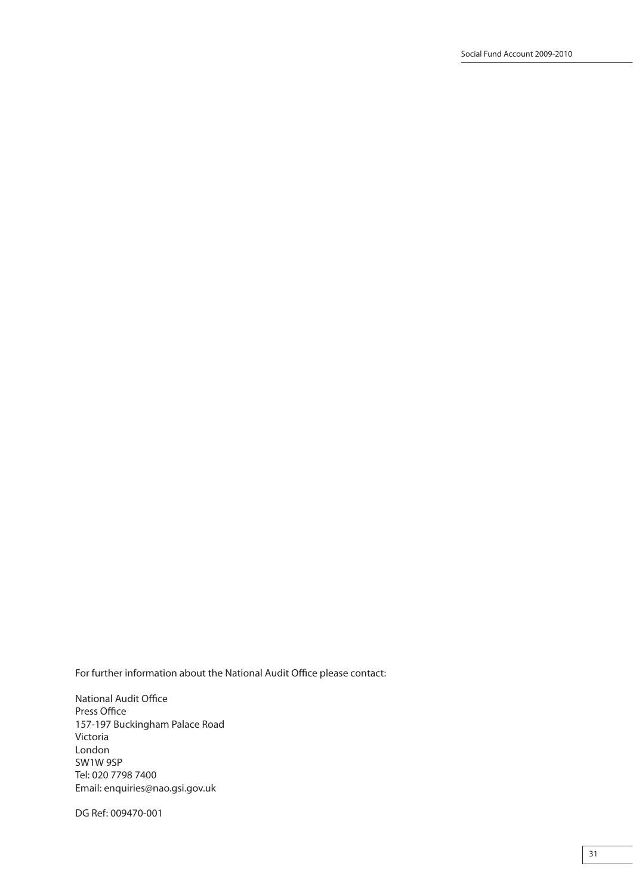For further information about the National Audit Office please contact:

National Audit Office
Press Office
157-197 Buckingham Palace Road
Victoria
London
SW1W 9SP
Tel: 020 7798 7400
Email: enquiries@nao.gsi.gov.uk

DG Ref: 009470-001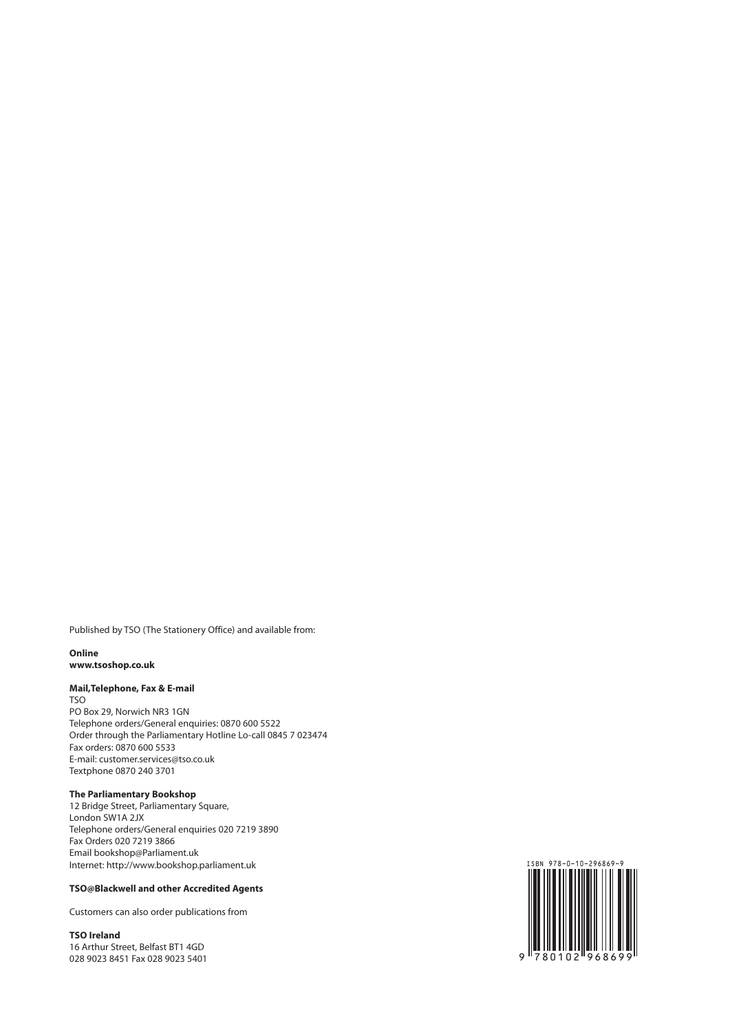Published by TSO (The Stationery Office) and available from:

**Online**
**www.tsoshop.co.uk**

**Mail,Telephone, Fax & E-mail**
TSO
PO Box 29, Norwich NR3 1GN
Telephone orders/General enquiries: 0870 600 5522
Order through the Parliamentary Hotline Lo-call 0845 7 023474
Fax orders: 0870 600 5533
E-mail: customer.services@tso.co.uk
Textphone 0870 240 3701

**The Parliamentary Bookshop**
12 Bridge Street, Parliamentary Square,
London SW1A 2JX
Telephone orders/General enquiries 020 7219 3890
Fax Orders 020 7219 3866
Email bookshop@Parliament.uk
Internet: http://www.bookshop.parliament.uk

**TSO@Blackwell and other Accredited Agents**

Customers can also order publications from

**TSO Ireland**
16 Arthur Street, Belfast BT1 4GD
028 9023 8451 Fax 028 9023 5401

ISBN 978-0-10-296869-9

9 780102 968699